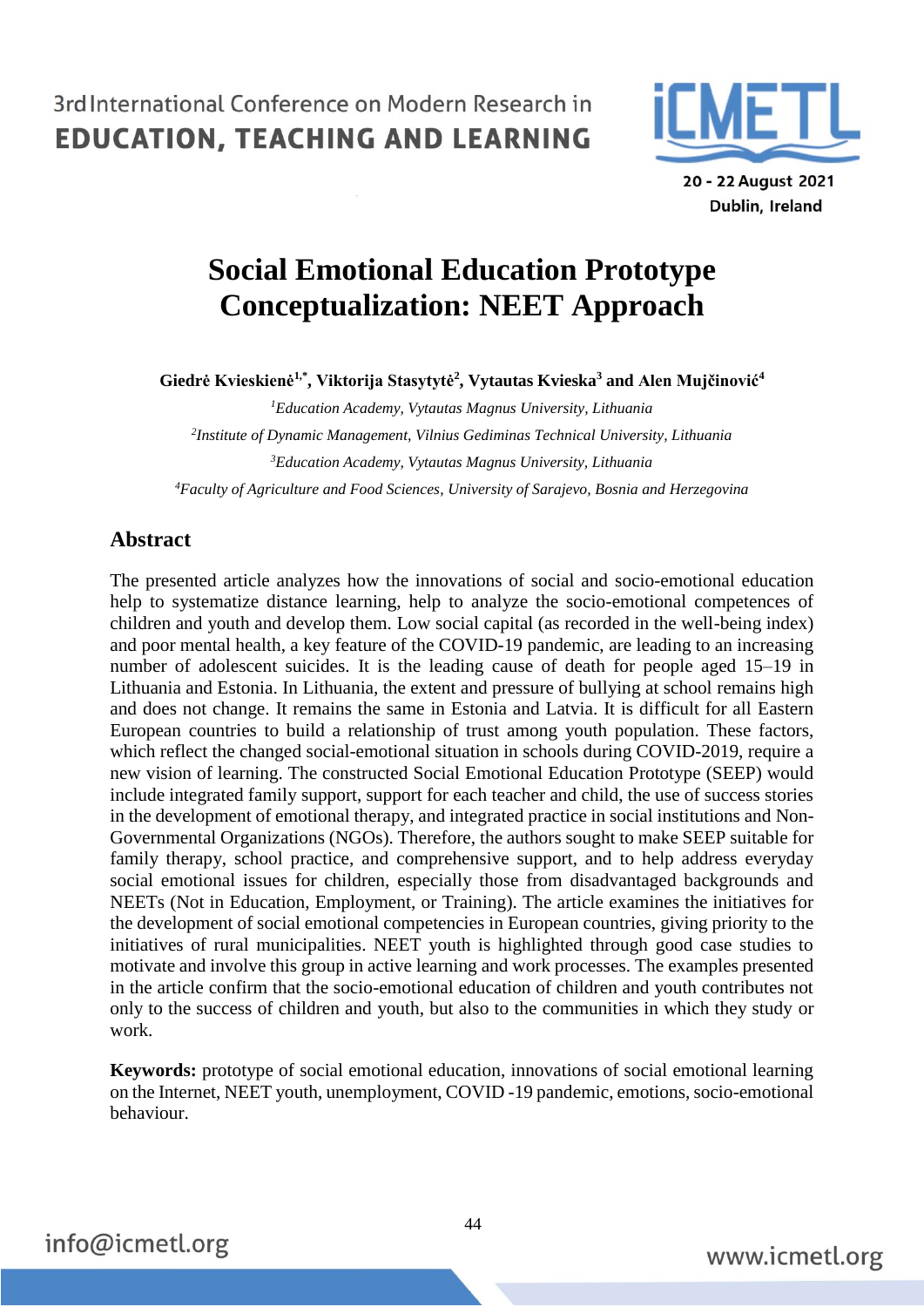# Social Emotional Education Prototype Conceptualization: NEET Approach

**Giedrė Kvieskienė[1,*], Viktorija Stasytytė[2], Vytautas Kvieska[3] and Alen Mujčinović[4]**

[1]*Education Academy, Vytautas Magnus University, Lithuania*

[2]*Institute of Dynamic Management, Vilnius Gediminas Technical University, Lithuania*

[3]*Education Academy, Vytautas Magnus University, Lithuania*

[4]*Faculty of Agriculture and Food Sciences, University of Sarajevo, Bosnia and Herzegovina*

## Abstract

The presented article analyzes how the innovations of social and socio-emotional education help to systematize distance learning, help to analyze the socio-emotional competences of children and youth and develop them. Low social capital (as recorded in the well-being index) and poor mental health, a key feature of the COVID-19 pandemic, are leading to an increasing number of adolescent suicides. It is the leading cause of death for people aged 15–19 in Lithuania and Estonia. In Lithuania, the extent and pressure of bullying at school remains high and does not change. It remains the same in Estonia and Latvia. It is difficult for all Eastern European countries to build a relationship of trust among youth population. These factors, which reflect the changed social-emotional situation in schools during COVID-2019, require a new vision of learning. The constructed Social Emotional Education Prototype (SEEP) would include integrated family support, support for each teacher and child, the use of success stories in the development of emotional therapy, and integrated practice in social institutions and Non-Governmental Organizations (NGOs). Therefore, the authors sought to make SEEP suitable for family therapy, school practice, and comprehensive support, and to help address everyday social emotional issues for children, especially those from disadvantaged backgrounds and NEETs (Not in Education, Employment, or Training). The article examines the initiatives for the development of social emotional competencies in European countries, giving priority to the initiatives of rural municipalities. NEET youth is highlighted through good case studies to motivate and involve this group in active learning and work processes. The examples presented in the article confirm that the socio-emotional education of children and youth contributes not only to the success of children and youth, but also to the communities in which they study or work.

**Keywords:** prototype of social emotional education, innovations of social emotional learning on the Internet, NEET youth, unemployment, COVID -19 pandemic, emotions, socio-emotional behaviour.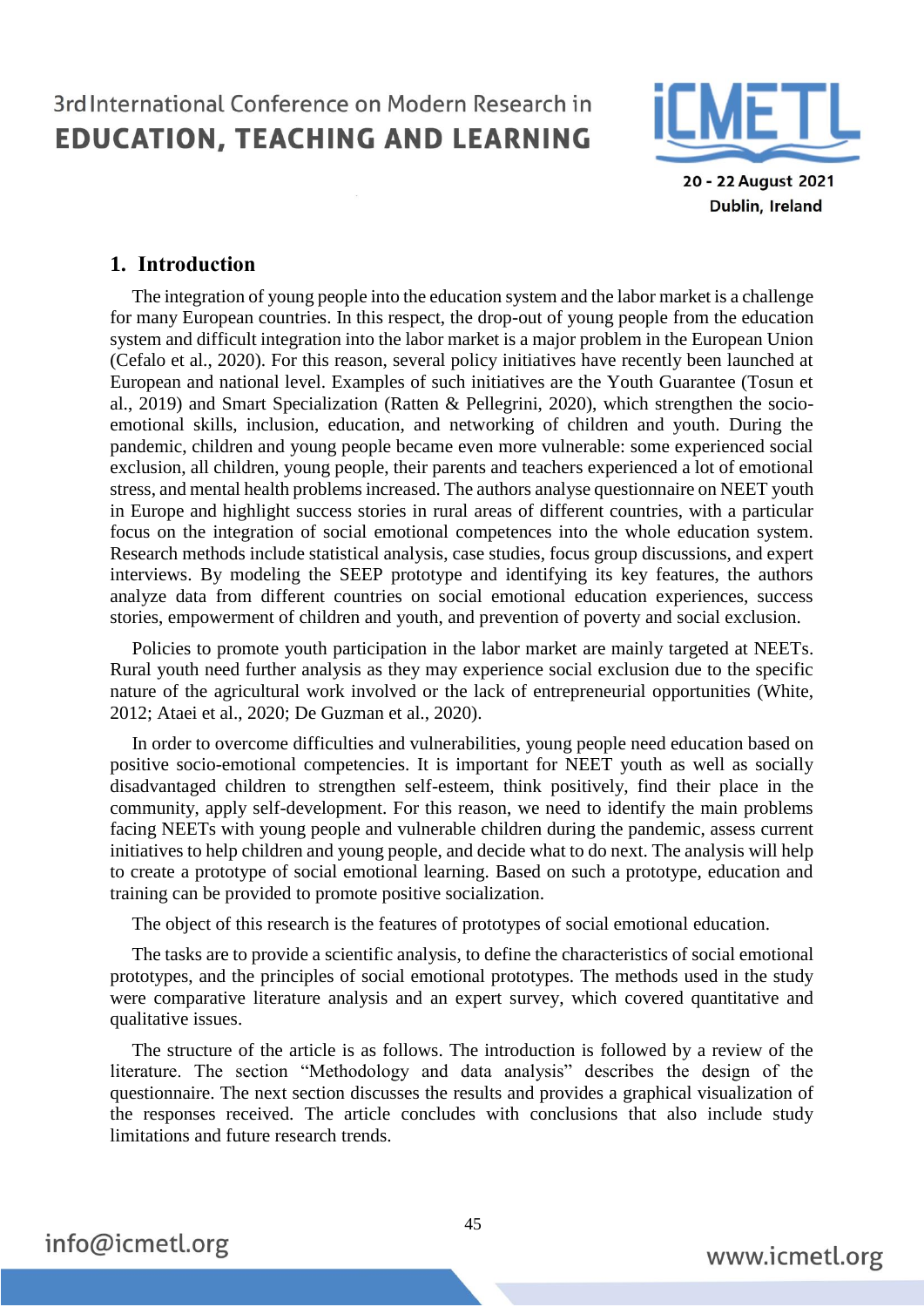## 1. Introduction

The integration of young people into the education system and the labor market is a challenge for many European countries. In this respect, the drop-out of young people from the education system and difficult integration into the labor market is a major problem in the European Union (Cefalo et al., 2020). For this reason, several policy initiatives have recently been launched at European and national level. Examples of such initiatives are the Youth Guarantee (Tosun et al., 2019) and Smart Specialization (Ratten & Pellegrini, 2020), which strengthen the socio-emotional skills, inclusion, education, and networking of children and youth. During the pandemic, children and young people became even more vulnerable: some experienced social exclusion, all children, young people, their parents and teachers experienced a lot of emotional stress, and mental health problems increased. The authors analyse questionnaire on NEET youth in Europe and highlight success stories in rural areas of different countries, with a particular focus on the integration of social emotional competences into the whole education system. Research methods include statistical analysis, case studies, focus group discussions, and expert interviews. By modeling the SEEP prototype and identifying its key features, the authors analyze data from different countries on social emotional education experiences, success stories, empowerment of children and youth, and prevention of poverty and social exclusion.

Policies to promote youth participation in the labor market are mainly targeted at NEETs. Rural youth need further analysis as they may experience social exclusion due to the specific nature of the agricultural work involved or the lack of entrepreneurial opportunities (White, 2012; Ataei et al., 2020; De Guzman et al., 2020).

In order to overcome difficulties and vulnerabilities, young people need education based on positive socio-emotional competencies. It is important for NEET youth as well as socially disadvantaged children to strengthen self-esteem, think positively, find their place in the community, apply self-development. For this reason, we need to identify the main problems facing NEETs with young people and vulnerable children during the pandemic, assess current initiatives to help children and young people, and decide what to do next. The analysis will help to create a prototype of social emotional learning. Based on such a prototype, education and training can be provided to promote positive socialization.

The object of this research is the features of prototypes of social emotional education.

The tasks are to provide a scientific analysis, to define the characteristics of social emotional prototypes, and the principles of social emotional prototypes. The methods used in the study were comparative literature analysis and an expert survey, which covered quantitative and qualitative issues.

The structure of the article is as follows. The introduction is followed by a review of the literature. The section "Methodology and data analysis" describes the design of the questionnaire. The next section discusses the results and provides a graphical visualization of the responses received. The article concludes with conclusions that also include study limitations and future research trends.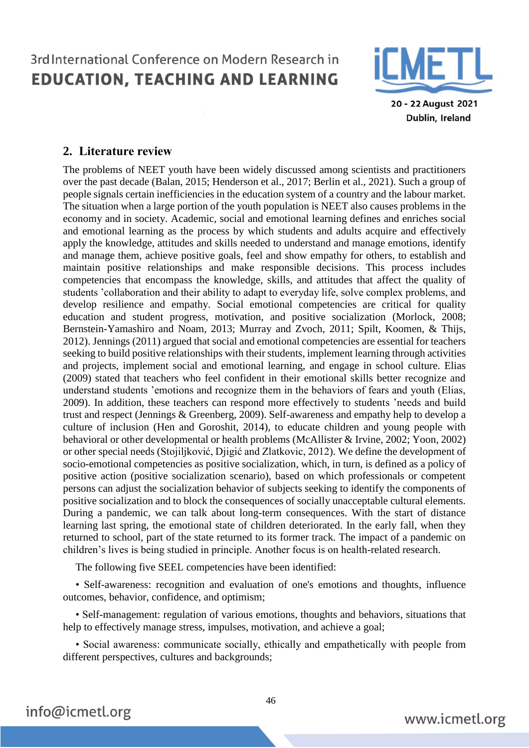## 2. Literature review

The problems of NEET youth have been widely discussed among scientists and practitioners over the past decade (Balan, 2015; Henderson et al., 2017; Berlin et al., 2021). Such a group of people signals certain inefficiencies in the education system of a country and the labour market. The situation when a large portion of the youth population is NEET also causes problems in the economy and in society. Academic, social and emotional learning defines and enriches social and emotional learning as the process by which students and adults acquire and effectively apply the knowledge, attitudes and skills needed to understand and manage emotions, identify and manage them, achieve positive goals, feel and show empathy for others, to establish and maintain positive relationships and make responsible decisions. This process includes competencies that encompass the knowledge, skills, and attitudes that affect the quality of students 'collaboration and their ability to adapt to everyday life, solve complex problems, and develop resilience and empathy. Social emotional competencies are critical for quality education and student progress, motivation, and positive socialization (Morlock, 2008; Bernstein-Yamashiro and Noam, 2013; Murray and Zvoch, 2011; Spilt, Koomen, & Thijs, 2012). Jennings (2011) argued that social and emotional competencies are essential for teachers seeking to build positive relationships with their students, implement learning through activities and projects, implement social and emotional learning, and engage in school culture. Elias (2009) stated that teachers who feel confident in their emotional skills better recognize and understand students 'emotions and recognize them in the behaviors of fears and youth (Elias, 2009). In addition, these teachers can respond more effectively to students 'needs and build trust and respect (Jennings & Greenberg, 2009). Self-awareness and empathy help to develop a culture of inclusion (Hen and Goroshit, 2014), to educate children and young people with behavioral or other developmental or health problems (McAllister & Irvine, 2002; Yoon, 2002) or other special needs (Stojiljković, Djigić and Zlatkovic, 2012). We define the development of socio-emotional competencies as positive socialization, which, in turn, is defined as a policy of positive action (positive socialization scenario), based on which professionals or competent persons can adjust the socialization behavior of subjects seeking to identify the components of positive socialization and to block the consequences of socially unacceptable cultural elements. During a pandemic, we can talk about long-term consequences. With the start of distance learning last spring, the emotional state of children deteriorated. In the early fall, when they returned to school, part of the state returned to its former track. The impact of a pandemic on children's lives is being studied in principle. Another focus is on health-related research.

The following five SEEL competencies have been identified:

- Self-awareness: recognition and evaluation of one's emotions and thoughts, influence outcomes, behavior, confidence, and optimism;
- Self-management: regulation of various emotions, thoughts and behaviors, situations that help to effectively manage stress, impulses, motivation, and achieve a goal;
- Social awareness: communicate socially, ethically and empathetically with people from different perspectives, cultures and backgrounds;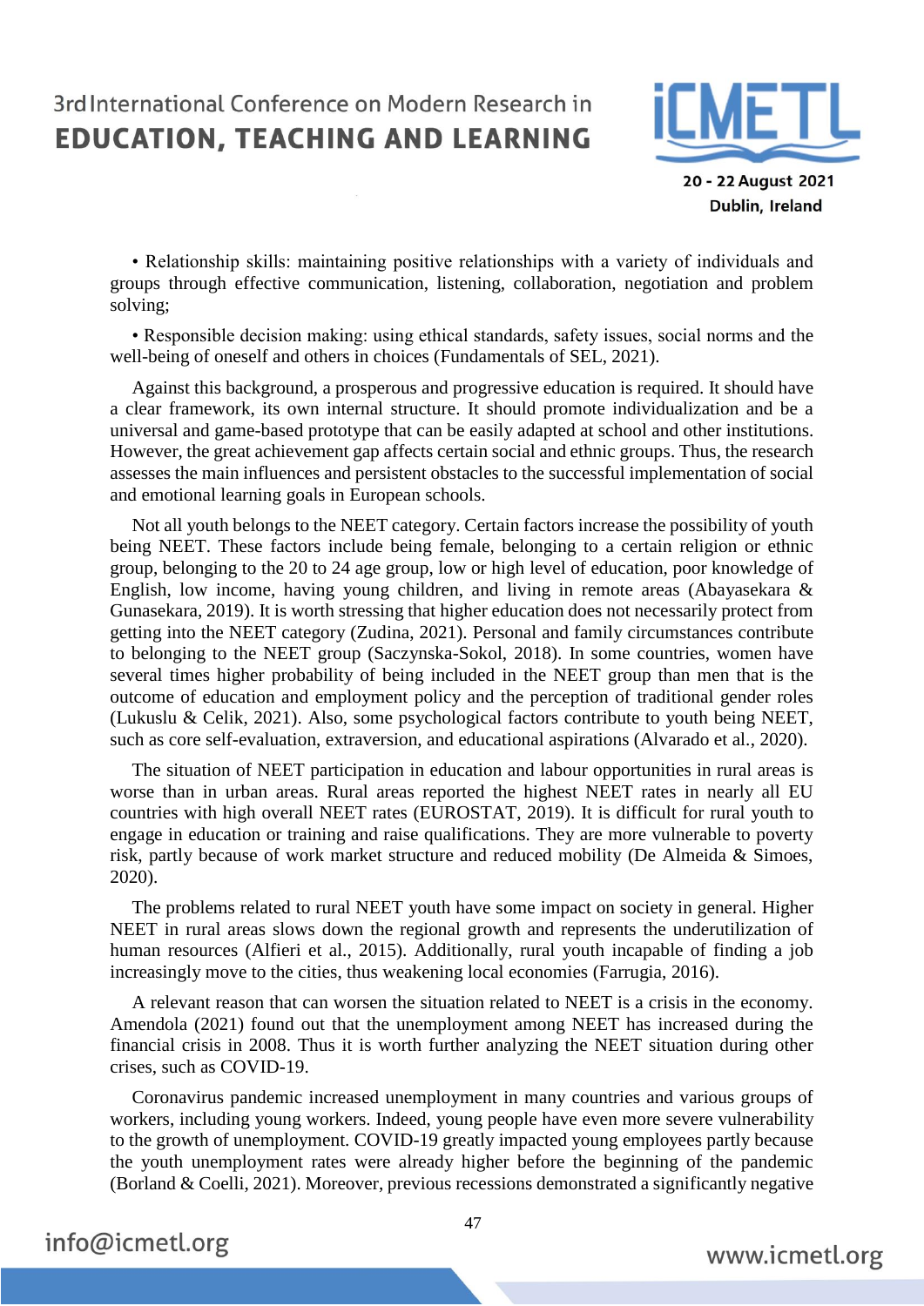• Relationship skills: maintaining positive relationships with a variety of individuals and groups through effective communication, listening, collaboration, negotiation and problem solving;

• Responsible decision making: using ethical standards, safety issues, social norms and the well-being of oneself and others in choices (Fundamentals of SEL, 2021).

Against this background, a prosperous and progressive education is required. It should have a clear framework, its own internal structure. It should promote individualization and be a universal and game-based prototype that can be easily adapted at school and other institutions. However, the great achievement gap affects certain social and ethnic groups. Thus, the research assesses the main influences and persistent obstacles to the successful implementation of social and emotional learning goals in European schools.

Not all youth belongs to the NEET category. Certain factors increase the possibility of youth being NEET. These factors include being female, belonging to a certain religion or ethnic group, belonging to the 20 to 24 age group, low or high level of education, poor knowledge of English, low income, having young children, and living in remote areas (Abayasekara & Gunasekara, 2019). It is worth stressing that higher education does not necessarily protect from getting into the NEET category (Zudina, 2021). Personal and family circumstances contribute to belonging to the NEET group (Saczynska-Sokol, 2018). In some countries, women have several times higher probability of being included in the NEET group than men that is the outcome of education and employment policy and the perception of traditional gender roles (Lukuslu & Celik, 2021). Also, some psychological factors contribute to youth being NEET, such as core self-evaluation, extraversion, and educational aspirations (Alvarado et al., 2020).

The situation of NEET participation in education and labour opportunities in rural areas is worse than in urban areas. Rural areas reported the highest NEET rates in nearly all EU countries with high overall NEET rates (EUROSTAT, 2019). It is difficult for rural youth to engage in education or training and raise qualifications. They are more vulnerable to poverty risk, partly because of work market structure and reduced mobility (De Almeida & Simoes, 2020).

The problems related to rural NEET youth have some impact on society in general. Higher NEET in rural areas slows down the regional growth and represents the underutilization of human resources (Alfieri et al., 2015). Additionally, rural youth incapable of finding a job increasingly move to the cities, thus weakening local economies (Farrugia, 2016).

A relevant reason that can worsen the situation related to NEET is a crisis in the economy. Amendola (2021) found out that the unemployment among NEET has increased during the financial crisis in 2008. Thus it is worth further analyzing the NEET situation during other crises, such as COVID-19.

Coronavirus pandemic increased unemployment in many countries and various groups of workers, including young workers. Indeed, young people have even more severe vulnerability to the growth of unemployment. COVID-19 greatly impacted young employees partly because the youth unemployment rates were already higher before the beginning of the pandemic (Borland & Coelli, 2021). Moreover, previous recessions demonstrated a significantly negative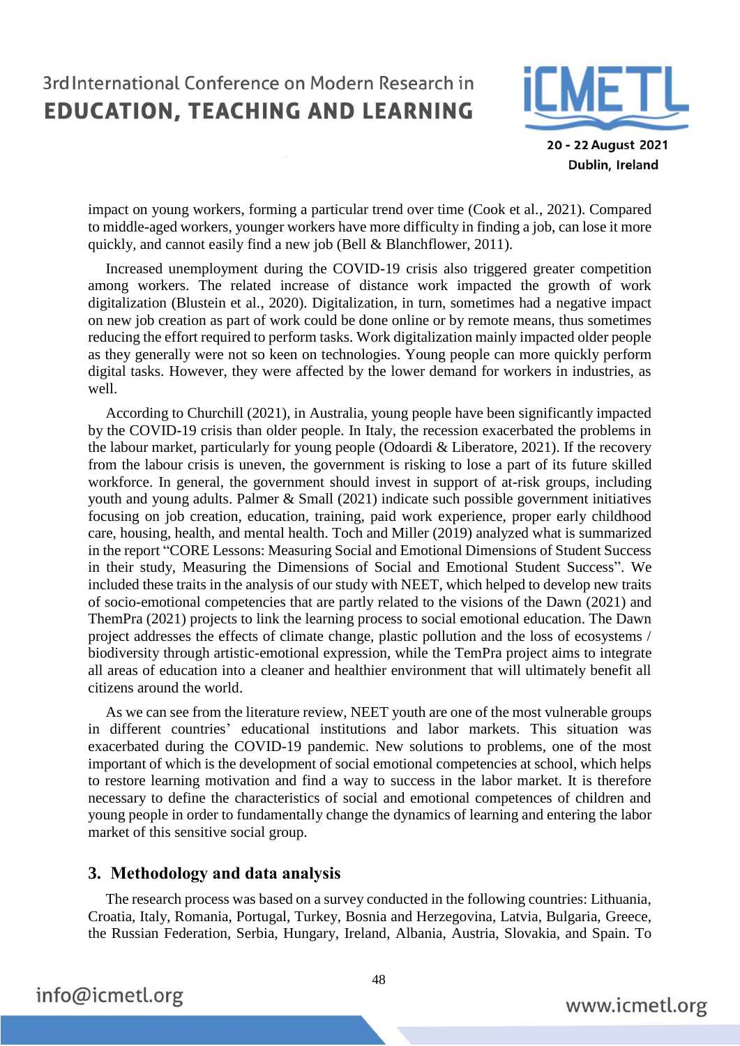impact on young workers, forming a particular trend over time (Cook et al., 2021). Compared to middle-aged workers, younger workers have more difficulty in finding a job, can lose it more quickly, and cannot easily find a new job (Bell & Blanchflower, 2011).

Increased unemployment during the COVID-19 crisis also triggered greater competition among workers. The related increase of distance work impacted the growth of work digitalization (Blustein et al., 2020). Digitalization, in turn, sometimes had a negative impact on new job creation as part of work could be done online or by remote means, thus sometimes reducing the effort required to perform tasks. Work digitalization mainly impacted older people as they generally were not so keen on technologies. Young people can more quickly perform digital tasks. However, they were affected by the lower demand for workers in industries, as well.

According to Churchill (2021), in Australia, young people have been significantly impacted by the COVID-19 crisis than older people. In Italy, the recession exacerbated the problems in the labour market, particularly for young people (Odoardi & Liberatore, 2021). If the recovery from the labour crisis is uneven, the government is risking to lose a part of its future skilled workforce. In general, the government should invest in support of at-risk groups, including youth and young adults. Palmer & Small (2021) indicate such possible government initiatives focusing on job creation, education, training, paid work experience, proper early childhood care, housing, health, and mental health. Toch and Miller (2019) analyzed what is summarized in the report "CORE Lessons: Measuring Social and Emotional Dimensions of Student Success in their study, Measuring the Dimensions of Social and Emotional Student Success". We included these traits in the analysis of our study with NEET, which helped to develop new traits of socio-emotional competencies that are partly related to the visions of the Dawn (2021) and ThemPra (2021) projects to link the learning process to social emotional education. The Dawn project addresses the effects of climate change, plastic pollution and the loss of ecosystems / biodiversity through artistic-emotional expression, while the TemPra project aims to integrate all areas of education into a cleaner and healthier environment that will ultimately benefit all citizens around the world.

As we can see from the literature review, NEET youth are one of the most vulnerable groups in different countries' educational institutions and labor markets. This situation was exacerbated during the COVID-19 pandemic. New solutions to problems, one of the most important of which is the development of social emotional competencies at school, which helps to restore learning motivation and find a way to success in the labor market. It is therefore necessary to define the characteristics of social and emotional competences of children and young people in order to fundamentally change the dynamics of learning and entering the labor market of this sensitive social group.

## 3. Methodology and data analysis

The research process was based on a survey conducted in the following countries: Lithuania, Croatia, Italy, Romania, Portugal, Turkey, Bosnia and Herzegovina, Latvia, Bulgaria, Greece, the Russian Federation, Serbia, Hungary, Ireland, Albania, Austria, Slovakia, and Spain. To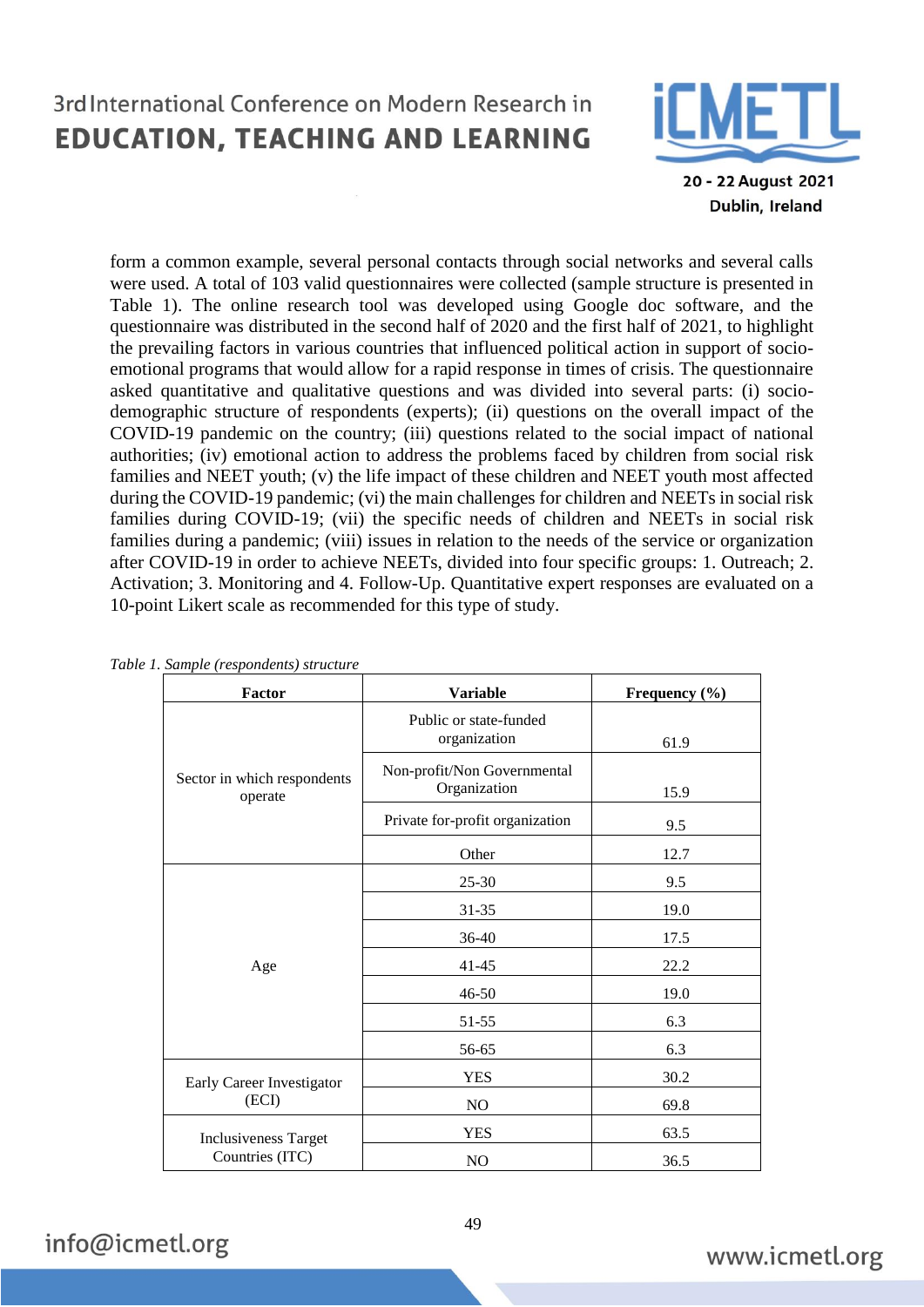form a common example, several personal contacts through social networks and several calls were used. A total of 103 valid questionnaires were collected (sample structure is presented in Table 1). The online research tool was developed using Google doc software, and the questionnaire was distributed in the second half of 2020 and the first half of 2021, to highlight the prevailing factors in various countries that influenced political action in support of socio-emotional programs that would allow for a rapid response in times of crisis. The questionnaire asked quantitative and qualitative questions and was divided into several parts: (i) socio-demographic structure of respondents (experts); (ii) questions on the overall impact of the COVID-19 pandemic on the country; (iii) questions related to the social impact of national authorities; (iv) emotional action to address the problems faced by children from social risk families and NEET youth; (v) the life impact of these children and NEET youth most affected during the COVID-19 pandemic; (vi) the main challenges for children and NEETs in social risk families during COVID-19; (vii) the specific needs of children and NEETs in social risk families during a pandemic; (viii) issues in relation to the needs of the service or organization after COVID-19 in order to achieve NEETs, divided into four specific groups: 1. Outreach; 2. Activation; 3. Monitoring and 4. Follow-Up. Quantitative expert responses are evaluated on a 10-point Likert scale as recommended for this type of study.

*Table 1. Sample (respondents) structure*

| Factor | Variable | Frequency (%) |
|---|---|---|
| Sector in which respondents operate | Public or state-funded organization | 61.9 |
| | Non-profit/Non Governmental Organization | 15.9 |
| | Private for-profit organization | 9.5 |
| | Other | 12.7 |
| Age | 25-30 | 9.5 |
| | 31-35 | 19.0 |
| | 36-40 | 17.5 |
| | 41-45 | 22.2 |
| | 46-50 | 19.0 |
| | 51-55 | 6.3 |
| | 56-65 | 6.3 |
| Early Career Investigator (ECI) | YES | 30.2 |
| | NO | 69.8 |
| Inclusiveness Target Countries (ITC) | YES | 63.5 |
| | NO | 36.5 |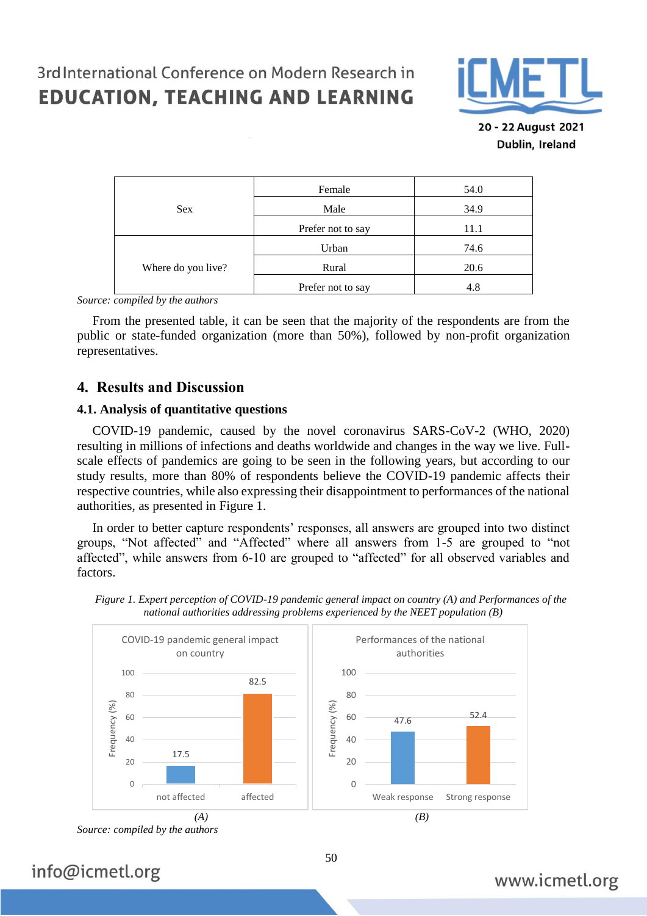| Sex | Female | 54.0 |
| --- | --- | --- |
| | Male | 34.9 |
| | Prefer not to say | 11.1 |
| Where do you live? | Urban | 74.6 |
| | Rural | 20.6 |
| | Prefer not to say | 4.8 |

*Source: compiled by the authors*

From the presented table, it can be seen that the majority of the respondents are from the public or state-funded organization (more than 50%), followed by non-profit organization representatives.

## 4. Results and Discussion

### 4.1. Analysis of quantitative questions

COVID-19 pandemic, caused by the novel coronavirus SARS-CoV-2 (WHO, 2020) resulting in millions of infections and deaths worldwide and changes in the way we live. Full-scale effects of pandemics are going to be seen in the following years, but according to our study results, more than 80% of respondents believe the COVID-19 pandemic affects their respective countries, while also expressing their disappointment to performances of the national authorities, as presented in Figure 1.

In order to better capture respondents' responses, all answers are grouped into two distinct groups, "Not affected" and "Affected" where all answers from 1-5 are grouped to "not affected", while answers from 6-10 are grouped to "affected" for all observed variables and factors.

*Figure 1. Expert perception of COVID-19 pandemic general impact on country (A) and Performances of the national authorities addressing problems experienced by the NEET population (B)*

COVID-19 pandemic general impact on country

| | Frequency (%) |
| --- | --- |
| not affected | 17.5 |
| affected | 82.5 |

*(A)*

Performances of the national authorities

| | Frequency (%) |
| --- | --- |
| Weak response | 47.6 |
| Strong response | 52.4 |

*(B)*

*Source: compiled by the authors*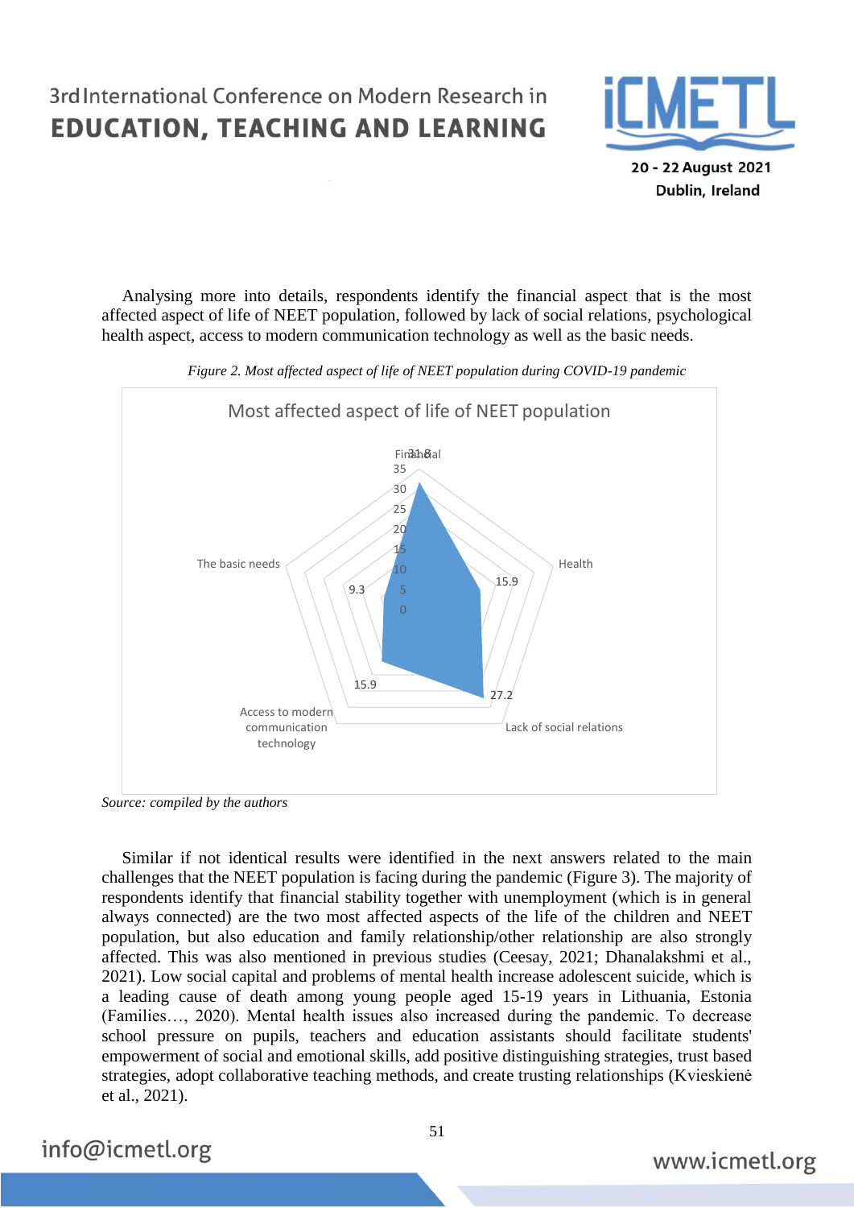Analysing more into details, respondents identify the financial aspect that is the most affected aspect of life of NEET population, followed by lack of social relations, psychological health aspect, access to modern communication technology as well as the basic needs.

*Figure 2. Most affected aspect of life of NEET population during COVID-19 pandemic*

*Source: compiled by the authors*

Similar if not identical results were identified in the next answers related to the main challenges that the NEET population is facing during the pandemic (Figure 3). The majority of respondents identify that financial stability together with unemployment (which is in general always connected) are the two most affected aspects of the life of the children and NEET population, but also education and family relationship/other relationship are also strongly affected. This was also mentioned in previous studies (Ceesay, 2021; Dhanalakshmi et al., 2021). Low social capital and problems of mental health increase adolescent suicide, which is a leading cause of death among young people aged 15-19 years in Lithuania, Estonia (Families…, 2020). Mental health issues also increased during the pandemic. To decrease school pressure on pupils, teachers and education assistants should facilitate students' empowerment of social and emotional skills, add positive distinguishing strategies, trust based strategies, adopt collaborative teaching methods, and create trusting relationships (Kvieskienė et al., 2021).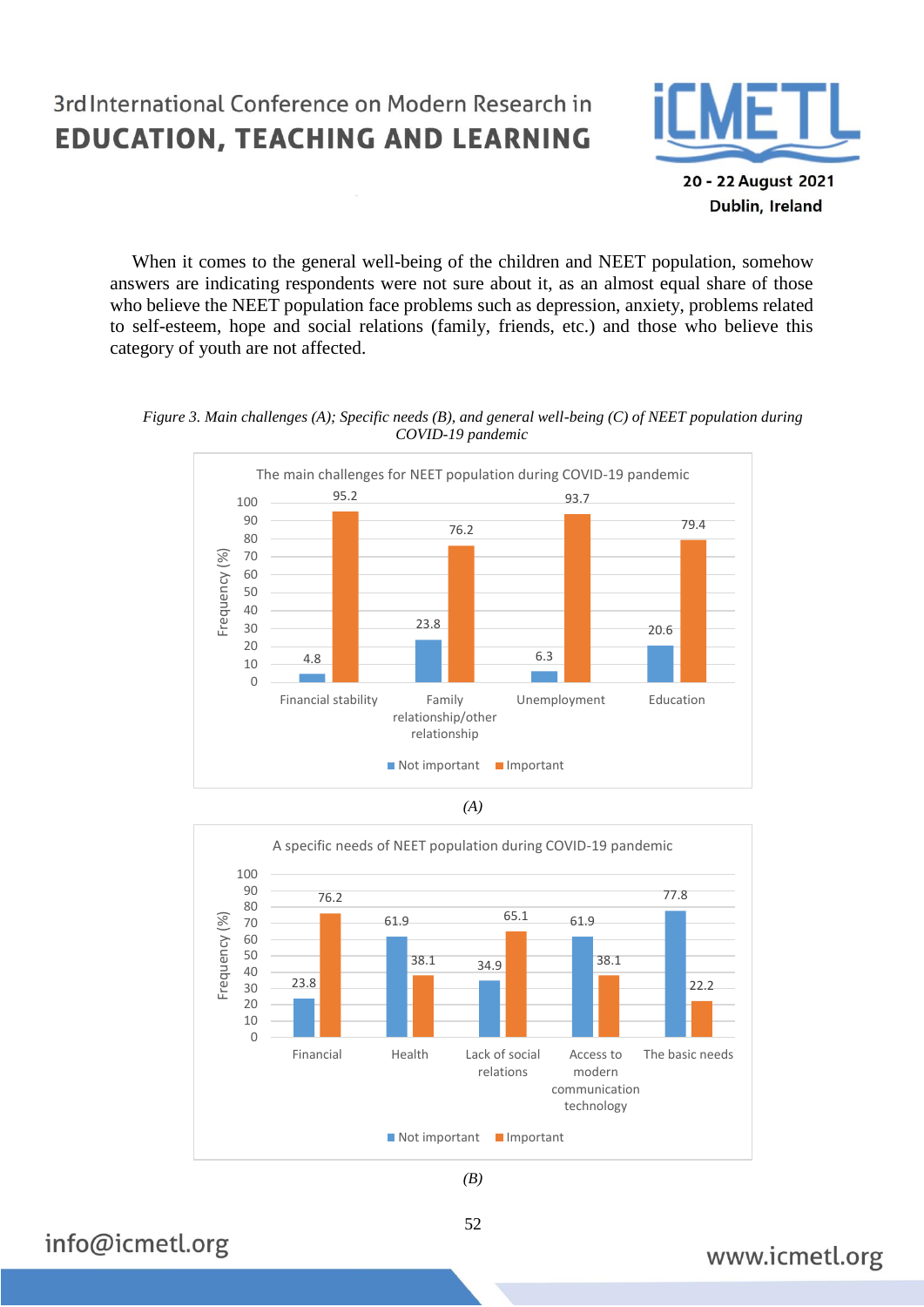When it comes to the general well-being of the children and NEET population, somehow answers are indicating respondents were not sure about it, as an almost equal share of those who believe the NEET population face problems such as depression, anxiety, problems related to self-esteem, hope and social relations (family, friends, etc.) and those who believe this category of youth are not affected.

*Figure 3. Main challenges (A); Specific needs (B), and general well-being (C) of NEET population during COVID-19 pandemic*

The main challenges for NEET population during COVID-19 pandemic

| | Not important | Important |
|---|---|---|
| Financial stability | 4.8 | 95.2 |
| Family relationship/other relationship | 23.8 | 76.2 |
| Unemployment | 6.3 | 93.7 |
| Education | 20.6 | 79.4 |

*(A)*

A specific needs of NEET population during COVID-19 pandemic

| | Not important | Important |
|---|---|---|
| Financial | 23.8 | 76.2 |
| Health | 61.9 | 38.1 |
| Lack of social relations | 34.9 | 65.1 |
| Access to modern communication technology | 61.9 | 38.1 |
| The basic needs | 77.8 | 22.2 |

*(B)*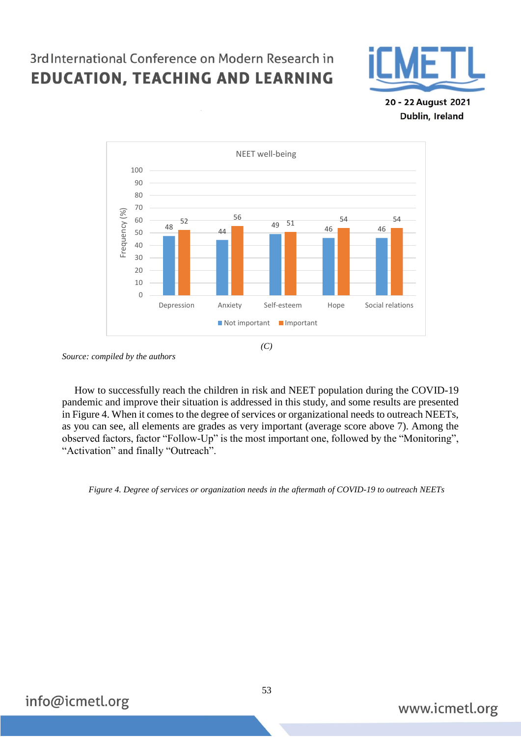NEET well-being

| | Depression | Anxiety | Self-esteem | Hope | Social relations |
|---|---|---|---|---|---|
| Not important | 48 | 44 | 49 | 46 | 46 |
| Important | 52 | 56 | 51 | 54 | 54 |

Frequency (%)

*(C)*

*Source: compiled by the authors*

How to successfully reach the children in risk and NEET population during the COVID-19 pandemic and improve their situation is addressed in this study, and some results are presented in Figure 4. When it comes to the degree of services or organizational needs to outreach NEETs, as you can see, all elements are grades as very important (average score above 7). Among the observed factors, factor "Follow-Up" is the most important one, followed by the "Monitoring", "Activation" and finally "Outreach".

*Figure 4. Degree of services or organization needs in the aftermath of COVID-19 to outreach NEETs*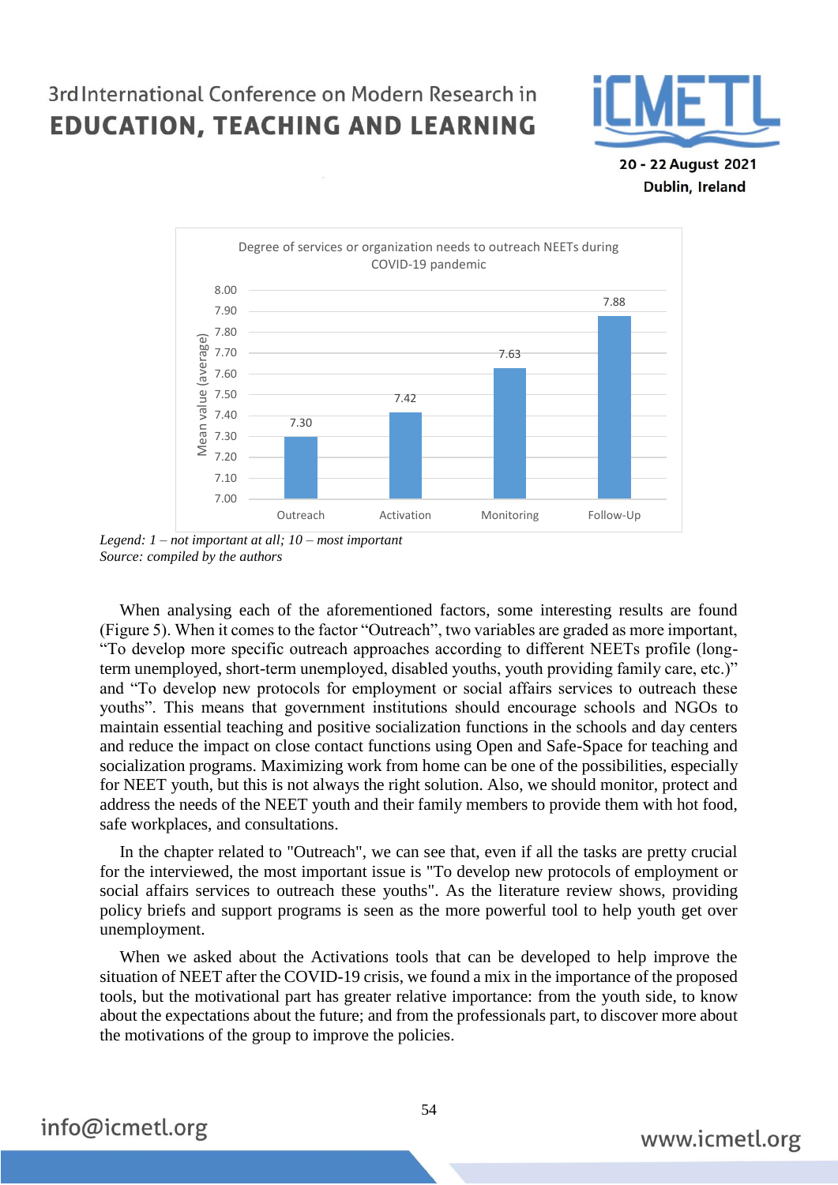Degree of services or organization needs to outreach NEETs during COVID-19 pandemic

| | Outreach | Activation | Monitoring | Follow-Up |
|---|---|---|---|---|
| Mean value (average) | 7.30 | 7.42 | 7.63 | 7.88 |

*Legend: 1 – not important at all; 10 – most important*
*Source: compiled by the authors*

When analysing each of the aforementioned factors, some interesting results are found (Figure 5). When it comes to the factor "Outreach", two variables are graded as more important, "To develop more specific outreach approaches according to different NEETs profile (long-term unemployed, short-term unemployed, disabled youths, youth providing family care, etc.)" and "To develop new protocols for employment or social affairs services to outreach these youths". This means that government institutions should encourage schools and NGOs to maintain essential teaching and positive socialization functions in the schools and day centers and reduce the impact on close contact functions using Open and Safe-Space for teaching and socialization programs. Maximizing work from home can be one of the possibilities, especially for NEET youth, but this is not always the right solution. Also, we should monitor, protect and address the needs of the NEET youth and their family members to provide them with hot food, safe workplaces, and consultations.

In the chapter related to "Outreach", we can see that, even if all the tasks are pretty crucial for the interviewed, the most important issue is "To develop new protocols of employment or social affairs services to outreach these youths". As the literature review shows, providing policy briefs and support programs is seen as the more powerful tool to help youth get over unemployment.

When we asked about the Activations tools that can be developed to help improve the situation of NEET after the COVID-19 crisis, we found a mix in the importance of the proposed tools, but the motivational part has greater relative importance: from the youth side, to know about the expectations about the future; and from the professionals part, to discover more about the motivations of the group to improve the policies.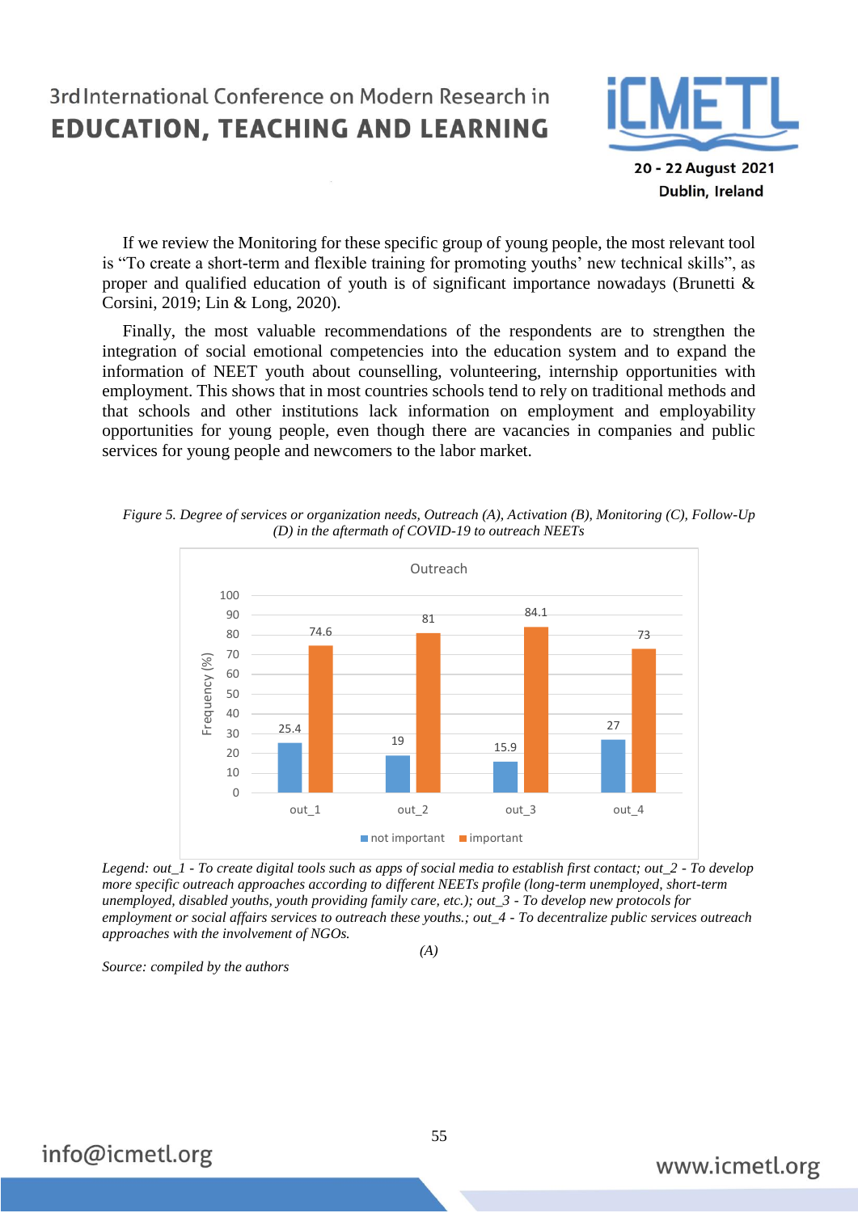If we review the Monitoring for these specific group of young people, the most relevant tool is “To create a short-term and flexible training for promoting youths’ new technical skills”, as proper and qualified education of youth is of significant importance nowadays (Brunetti & Corsini, 2019; Lin & Long, 2020).

Finally, the most valuable recommendations of the respondents are to strengthen the integration of social emotional competencies into the education system and to expand the information of NEET youth about counselling, volunteering, internship opportunities with employment. This shows that in most countries schools tend to rely on traditional methods and that schools and other institutions lack information on employment and employability opportunities for young people, even though there are vacancies in companies and public services for young people and newcomers to the labor market.

*Figure 5. Degree of services or organization needs, Outreach (A), Activation (B), Monitoring (C), Follow-Up (D) in the aftermath of COVID-19 to outreach NEETs*

Outreach

| | out_1 | out_2 | out_3 | out_4 |
|---|---|---|---|---|
| not important | 25.4 | 19 | 15.9 | 27 |
| important | 74.6 | 81 | 84.1 | 73 |

Frequency (%)

*Legend: out_1 - To create digital tools such as apps of social media to establish first contact; out_2 - To develop more specific outreach approaches according to different NEETs profile (long-term unemployed, short-term unemployed, disabled youths, youth providing family care, etc.); out_3 - To develop new protocols for employment or social affairs services to outreach these youths.; out_4 - To decentralize public services outreach approaches with the involvement of NGOs.*

*(A)*

*Source: compiled by the authors*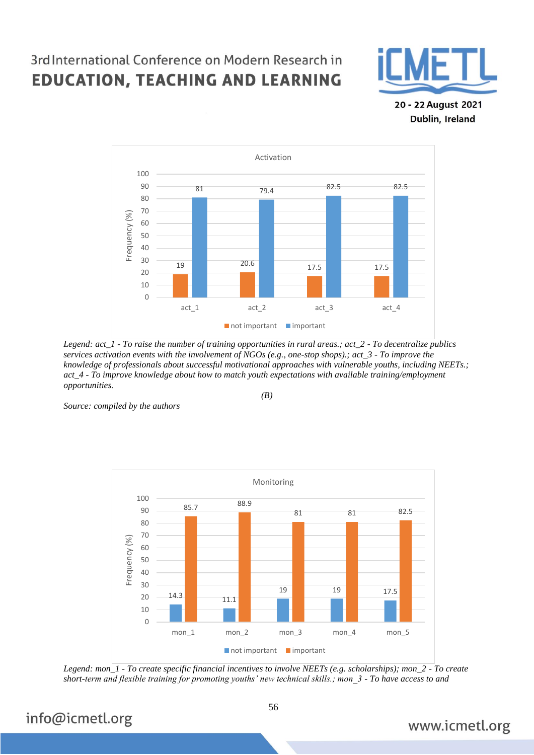**Activation**

| | not important | important |
|---|---|---|
| act_1 | 19 | 81 |
| act_2 | 20.6 | 79.4 |
| act_3 | 17.5 | 82.5 |
| act_4 | 17.5 | 82.5 |

*Legend: act_1 - To raise the number of training opportunities in rural areas.; act_2 - To decentralize publics services activation events with the involvement of NGOs (e.g., one-stop shops).; act_3 - To improve the knowledge of professionals about successful motivational approaches with vulnerable youths, including NEETs.; act_4 - To improve knowledge about how to match youth expectations with available training/employment opportunities.*

*(B)*

*Source: compiled by the authors*

**Monitoring**

| | not important | important |
|---|---|---|
| mon_1 | 14.3 | 85.7 |
| mon_2 | 11.1 | 88.9 |
| mon_3 | 19 | 81 |
| mon_4 | 19 | 81 |
| mon_5 | 17.5 | 82.5 |

*Legend: mon_1 - To create specific financial incentives to involve NEETs (e.g. scholarships); mon_2 - To create short-term and flexible training for promoting youths' new technical skills.; mon_3 - To have access to and*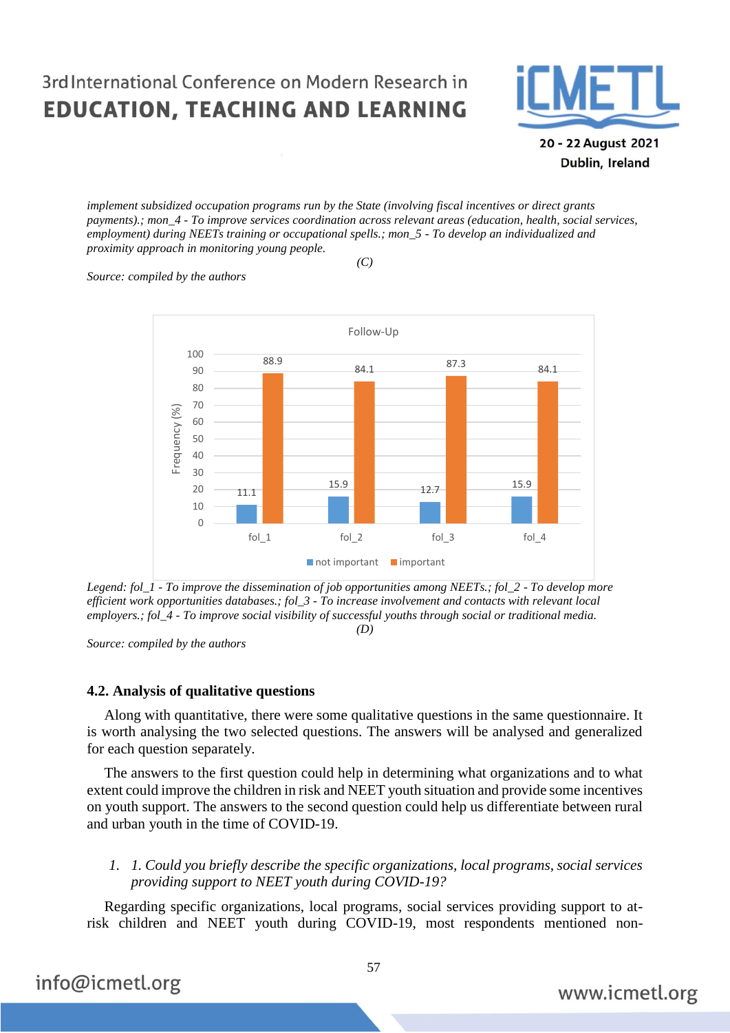*implement subsidized occupation programs run by the State (involving fiscal incentives or direct grants payments).; mon_4 - To improve services coordination across relevant areas (education, health, social services, employment) during NEETs training or occupational spells.; mon_5 - To develop an individualized and proximity approach in monitoring young people.*

*(C)*

*Source: compiled by the authors*

Follow-Up

| | fol_1 | fol_2 | fol_3 | fol_4 |
|---|---|---|---|---|
| not important | 11.1 | 15.9 | 12.7 | 15.9 |
| important | 88.9 | 84.1 | 87.3 | 84.1 |

*Legend: fol_1 - To improve the dissemination of job opportunities among NEETs.; fol_2 - To develop more efficient work opportunities databases.; fol_3 - To increase involvement and contacts with relevant local employers.; fol_4 - To improve social visibility of successful youths through social or traditional media.*

*(D)*

*Source: compiled by the authors*

### 4.2. Analysis of qualitative questions

Along with quantitative, there were some qualitative questions in the same questionnaire. It is worth analysing the two selected questions. The answers will be analysed and generalized for each question separately.

The answers to the first question could help in determining what organizations and to what extent could improve the children in risk and NEET youth situation and provide some incentives on youth support. The answers to the second question could help us differentiate between rural and urban youth in the time of COVID-19.

1. *1. Could you briefly describe the specific organizations, local programs, social services providing support to NEET youth during COVID-19?*

Regarding specific organizations, local programs, social services providing support to at-risk children and NEET youth during COVID-19, most respondents mentioned non-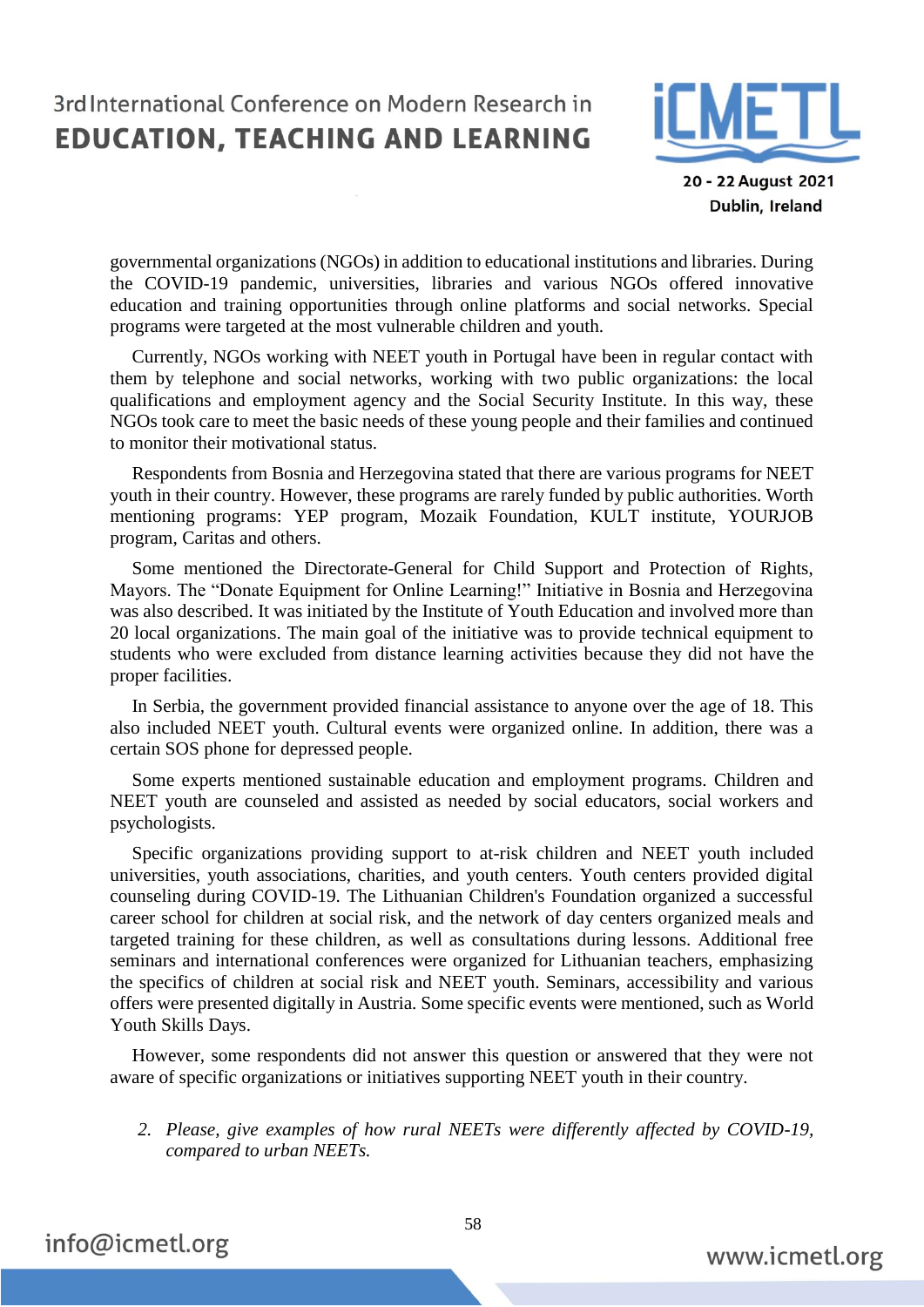governmental organizations (NGOs) in addition to educational institutions and libraries. During the COVID-19 pandemic, universities, libraries and various NGOs offered innovative education and training opportunities through online platforms and social networks. Special programs were targeted at the most vulnerable children and youth.

Currently, NGOs working with NEET youth in Portugal have been in regular contact with them by telephone and social networks, working with two public organizations: the local qualifications and employment agency and the Social Security Institute. In this way, these NGOs took care to meet the basic needs of these young people and their families and continued to monitor their motivational status.

Respondents from Bosnia and Herzegovina stated that there are various programs for NEET youth in their country. However, these programs are rarely funded by public authorities. Worth mentioning programs: YEP program, Mozaik Foundation, KULT institute, YOURJOB program, Caritas and others.

Some mentioned the Directorate-General for Child Support and Protection of Rights, Mayors. The "Donate Equipment for Online Learning!" Initiative in Bosnia and Herzegovina was also described. It was initiated by the Institute of Youth Education and involved more than 20 local organizations. The main goal of the initiative was to provide technical equipment to students who were excluded from distance learning activities because they did not have the proper facilities.

In Serbia, the government provided financial assistance to anyone over the age of 18. This also included NEET youth. Cultural events were organized online. In addition, there was a certain SOS phone for depressed people.

Some experts mentioned sustainable education and employment programs. Children and NEET youth are counseled and assisted as needed by social educators, social workers and psychologists.

Specific organizations providing support to at-risk children and NEET youth included universities, youth associations, charities, and youth centers. Youth centers provided digital counseling during COVID-19. The Lithuanian Children's Foundation organized a successful career school for children at social risk, and the network of day centers organized meals and targeted training for these children, as well as consultations during lessons. Additional free seminars and international conferences were organized for Lithuanian teachers, emphasizing the specifics of children at social risk and NEET youth. Seminars, accessibility and various offers were presented digitally in Austria. Some specific events were mentioned, such as World Youth Skills Days.

However, some respondents did not answer this question or answered that they were not aware of specific organizations or initiatives supporting NEET youth in their country.

2. *Please, give examples of how rural NEETs were differently affected by COVID-19, compared to urban NEETs.*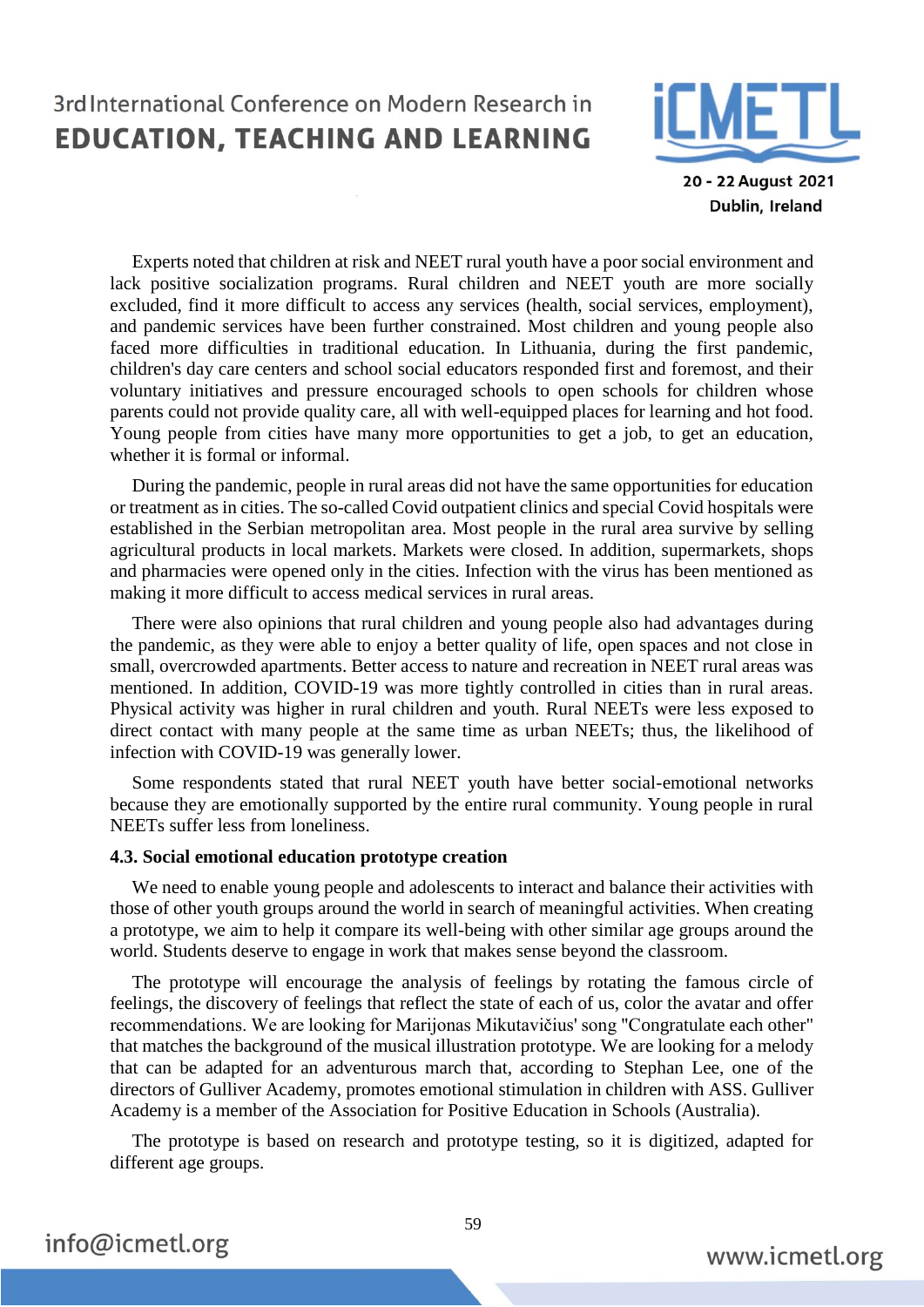Experts noted that children at risk and NEET rural youth have a poor social environment and lack positive socialization programs. Rural children and NEET youth are more socially excluded, find it more difficult to access any services (health, social services, employment), and pandemic services have been further constrained. Most children and young people also faced more difficulties in traditional education. In Lithuania, during the first pandemic, children's day care centers and school social educators responded first and foremost, and their voluntary initiatives and pressure encouraged schools to open schools for children whose parents could not provide quality care, all with well-equipped places for learning and hot food. Young people from cities have many more opportunities to get a job, to get an education, whether it is formal or informal.

During the pandemic, people in rural areas did not have the same opportunities for education or treatment as in cities. The so-called Covid outpatient clinics and special Covid hospitals were established in the Serbian metropolitan area. Most people in the rural area survive by selling agricultural products in local markets. Markets were closed. In addition, supermarkets, shops and pharmacies were opened only in the cities. Infection with the virus has been mentioned as making it more difficult to access medical services in rural areas.

There were also opinions that rural children and young people also had advantages during the pandemic, as they were able to enjoy a better quality of life, open spaces and not close in small, overcrowded apartments. Better access to nature and recreation in NEET rural areas was mentioned. In addition, COVID-19 was more tightly controlled in cities than in rural areas. Physical activity was higher in rural children and youth. Rural NEETs were less exposed to direct contact with many people at the same time as urban NEETs; thus, the likelihood of infection with COVID-19 was generally lower.

Some respondents stated that rural NEET youth have better social-emotional networks because they are emotionally supported by the entire rural community. Young people in rural NEETs suffer less from loneliness.

### 4.3. Social emotional education prototype creation

We need to enable young people and adolescents to interact and balance their activities with those of other youth groups around the world in search of meaningful activities. When creating a prototype, we aim to help it compare its well-being with other similar age groups around the world. Students deserve to engage in work that makes sense beyond the classroom.

The prototype will encourage the analysis of feelings by rotating the famous circle of feelings, the discovery of feelings that reflect the state of each of us, color the avatar and offer recommendations. We are looking for Marijonas Mikutavičius' song "Congratulate each other" that matches the background of the musical illustration prototype. We are looking for a melody that can be adapted for an adventurous march that, according to Stephan Lee, one of the directors of Gulliver Academy, promotes emotional stimulation in children with ASS. Gulliver Academy is a member of the Association for Positive Education in Schools (Australia).

The prototype is based on research and prototype testing, so it is digitized, adapted for different age groups.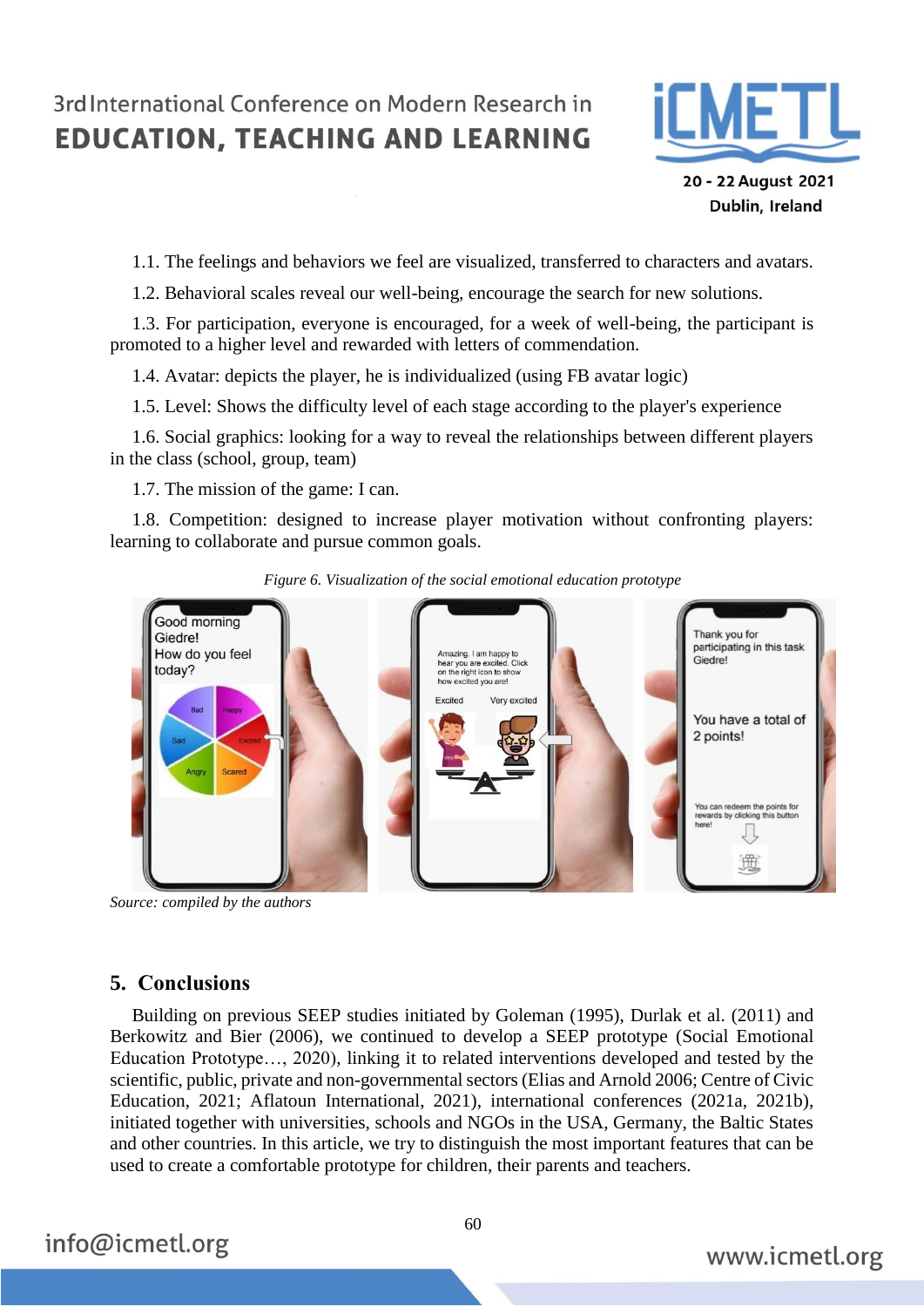1.1. The feelings and behaviors we feel are visualized, transferred to characters and avatars.

1.2. Behavioral scales reveal our well-being, encourage the search for new solutions.

1.3. For participation, everyone is encouraged, for a week of well-being, the participant is promoted to a higher level and rewarded with letters of commendation.

1.4. Avatar: depicts the player, he is individualized (using FB avatar logic)

1.5. Level: Shows the difficulty level of each stage according to the player's experience

1.6. Social graphics: looking for a way to reveal the relationships between different players in the class (school, group, team)

1.7. The mission of the game: I can.

1.8. Competition: designed to increase player motivation without confronting players: learning to collaborate and pursue common goals.

*Figure 6. Visualization of the social emotional education prototype*

*Source: compiled by the authors*

## 5. Conclusions

Building on previous SEEP studies initiated by Goleman (1995), Durlak et al. (2011) and Berkowitz and Bier (2006), we continued to develop a SEEP prototype (Social Emotional Education Prototype…, 2020), linking it to related interventions developed and tested by the scientific, public, private and non-governmental sectors (Elias and Arnold 2006; Centre of Civic Education, 2021; Aflatoun International, 2021), international conferences (2021a, 2021b), initiated together with universities, schools and NGOs in the USA, Germany, the Baltic States and other countries. In this article, we try to distinguish the most important features that can be used to create a comfortable prototype for children, their parents and teachers.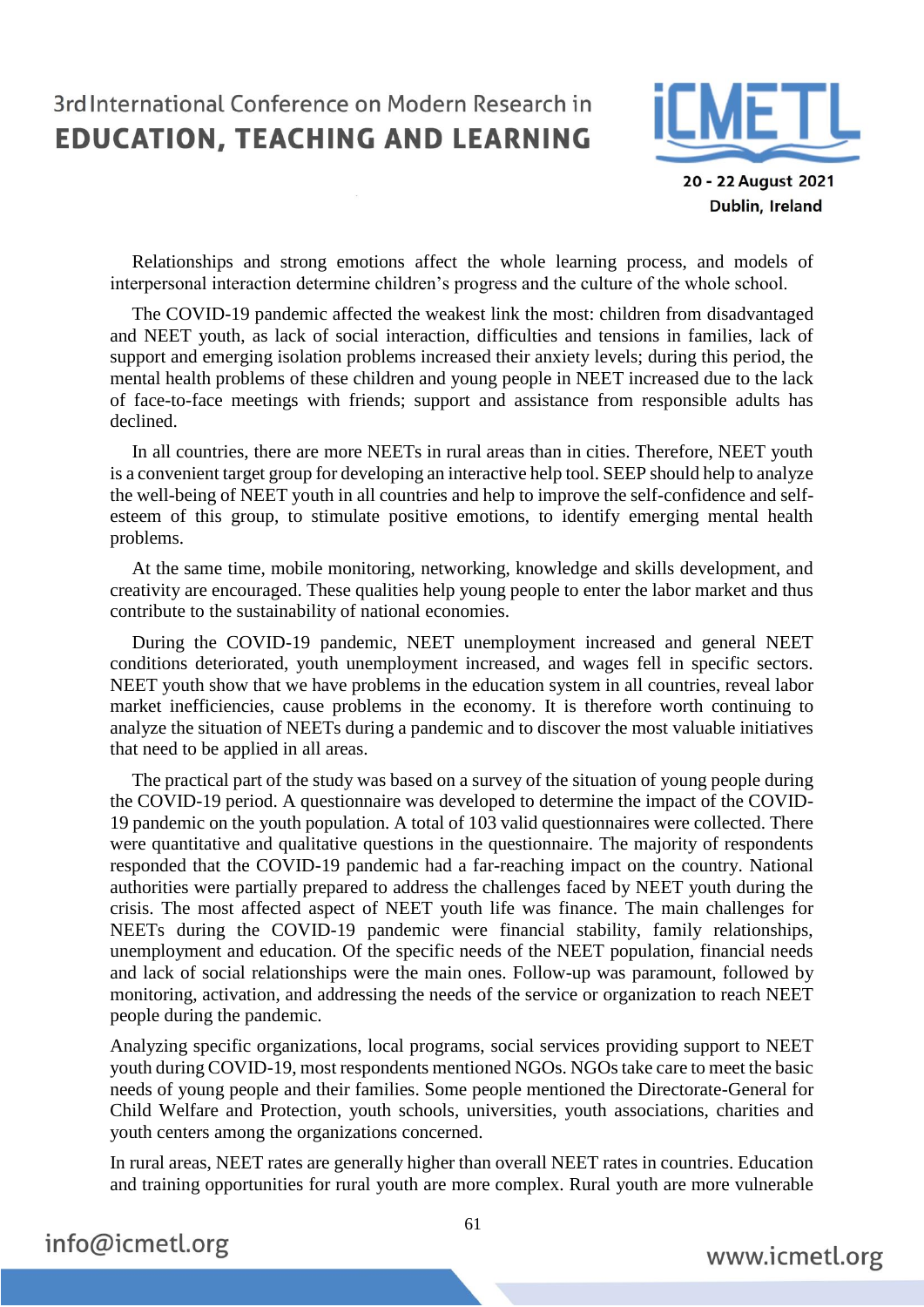Relationships and strong emotions affect the whole learning process, and models of interpersonal interaction determine children's progress and the culture of the whole school.

The COVID-19 pandemic affected the weakest link the most: children from disadvantaged and NEET youth, as lack of social interaction, difficulties and tensions in families, lack of support and emerging isolation problems increased their anxiety levels; during this period, the mental health problems of these children and young people in NEET increased due to the lack of face-to-face meetings with friends; support and assistance from responsible adults has declined.

In all countries, there are more NEETs in rural areas than in cities. Therefore, NEET youth is a convenient target group for developing an interactive help tool. SEEP should help to analyze the well-being of NEET youth in all countries and help to improve the self-confidence and self-esteem of this group, to stimulate positive emotions, to identify emerging mental health problems.

At the same time, mobile monitoring, networking, knowledge and skills development, and creativity are encouraged. These qualities help young people to enter the labor market and thus contribute to the sustainability of national economies.

During the COVID-19 pandemic, NEET unemployment increased and general NEET conditions deteriorated, youth unemployment increased, and wages fell in specific sectors. NEET youth show that we have problems in the education system in all countries, reveal labor market inefficiencies, cause problems in the economy. It is therefore worth continuing to analyze the situation of NEETs during a pandemic and to discover the most valuable initiatives that need to be applied in all areas.

The practical part of the study was based on a survey of the situation of young people during the COVID-19 period. A questionnaire was developed to determine the impact of the COVID-19 pandemic on the youth population. A total of 103 valid questionnaires were collected. There were quantitative and qualitative questions in the questionnaire. The majority of respondents responded that the COVID-19 pandemic had a far-reaching impact on the country. National authorities were partially prepared to address the challenges faced by NEET youth during the crisis. The most affected aspect of NEET youth life was finance. The main challenges for NEETs during the COVID-19 pandemic were financial stability, family relationships, unemployment and education. Of the specific needs of the NEET population, financial needs and lack of social relationships were the main ones. Follow-up was paramount, followed by monitoring, activation, and addressing the needs of the service or organization to reach NEET people during the pandemic.

Analyzing specific organizations, local programs, social services providing support to NEET youth during COVID-19, most respondents mentioned NGOs. NGOs take care to meet the basic needs of young people and their families. Some people mentioned the Directorate-General for Child Welfare and Protection, youth schools, universities, youth associations, charities and youth centers among the organizations concerned.

In rural areas, NEET rates are generally higher than overall NEET rates in countries. Education and training opportunities for rural youth are more complex. Rural youth are more vulnerable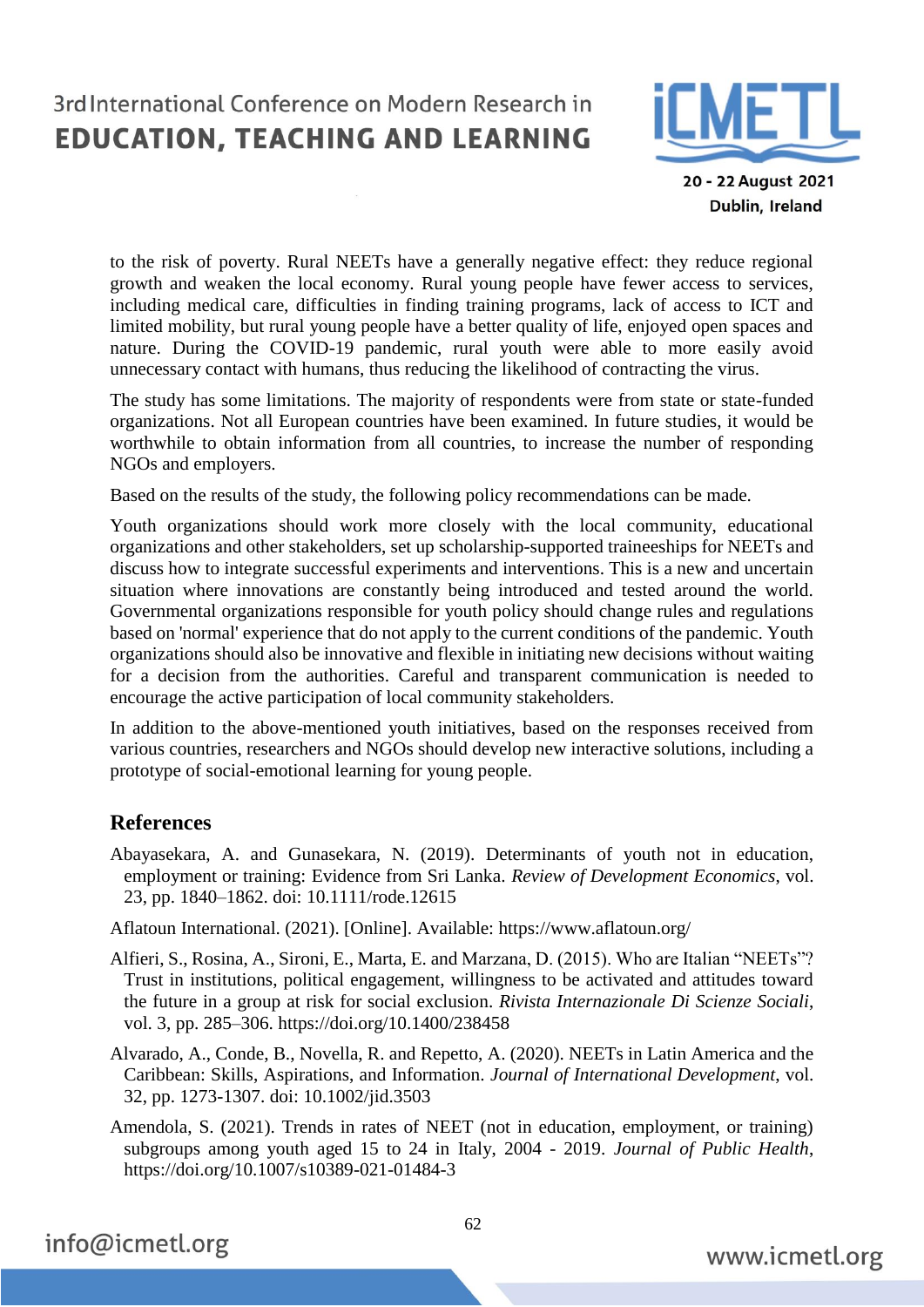to the risk of poverty. Rural NEETs have a generally negative effect: they reduce regional growth and weaken the local economy. Rural young people have fewer access to services, including medical care, difficulties in finding training programs, lack of access to ICT and limited mobility, but rural young people have a better quality of life, enjoyed open spaces and nature. During the COVID-19 pandemic, rural youth were able to more easily avoid unnecessary contact with humans, thus reducing the likelihood of contracting the virus.

The study has some limitations. The majority of respondents were from state or state-funded organizations. Not all European countries have been examined. In future studies, it would be worthwhile to obtain information from all countries, to increase the number of responding NGOs and employers.

Based on the results of the study, the following policy recommendations can be made.

Youth organizations should work more closely with the local community, educational organizations and other stakeholders, set up scholarship-supported traineeships for NEETs and discuss how to integrate successful experiments and interventions. This is a new and uncertain situation where innovations are constantly being introduced and tested around the world. Governmental organizations responsible for youth policy should change rules and regulations based on 'normal' experience that do not apply to the current conditions of the pandemic. Youth organizations should also be innovative and flexible in initiating new decisions without waiting for a decision from the authorities. Careful and transparent communication is needed to encourage the active participation of local community stakeholders.

In addition to the above-mentioned youth initiatives, based on the responses received from various countries, researchers and NGOs should develop new interactive solutions, including a prototype of social-emotional learning for young people.

## References

Abayasekara, A. and Gunasekara, N. (2019). Determinants of youth not in education, employment or training: Evidence from Sri Lanka. *Review of Development Economics*, vol. 23, pp. 1840–1862. doi: 10.1111/rode.12615

Aflatoun International. (2021). [Online]. Available: https://www.aflatoun.org/

Alfieri, S., Rosina, A., Sironi, E., Marta, E. and Marzana, D. (2015). Who are Italian "NEETs"? Trust in institutions, political engagement, willingness to be activated and attitudes toward the future in a group at risk for social exclusion. *Rivista Internazionale Di Scienze Sociali*, vol. 3, pp. 285–306. https://doi.org/10.1400/238458

Alvarado, A., Conde, B., Novella, R. and Repetto, A. (2020). NEETs in Latin America and the Caribbean: Skills, Aspirations, and Information. *Journal of International Development*, vol. 32, pp. 1273-1307. doi: 10.1002/jid.3503

Amendola, S. (2021). Trends in rates of NEET (not in education, employment, or training) subgroups among youth aged 15 to 24 in Italy, 2004 - 2019. *Journal of Public Health*, https://doi.org/10.1007/s10389-021-01484-3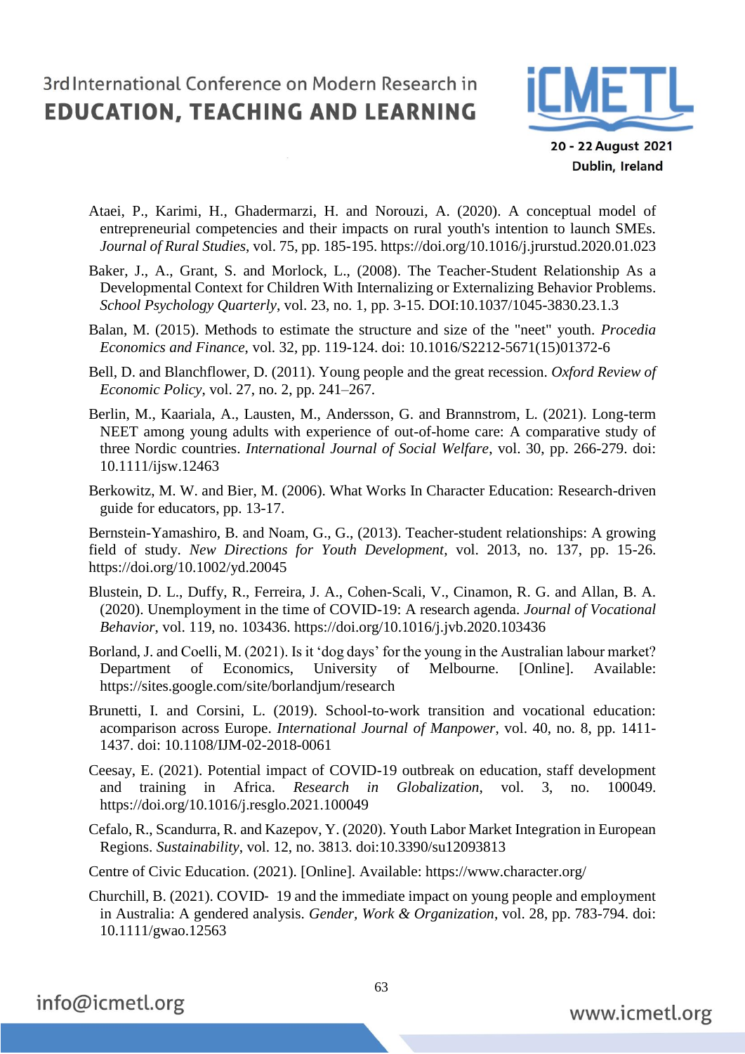Ataei, P., Karimi, H., Ghadermarzi, H. and Norouzi, A. (2020). A conceptual model of entrepreneurial competencies and their impacts on rural youth's intention to launch SMEs. *Journal of Rural Studies*, vol. 75, pp. 185-195. https://doi.org/10.1016/j.jrurstud.2020.01.023

Baker, J., A., Grant, S. and Morlock, L., (2008). The Teacher-Student Relationship As a Developmental Context for Children With Internalizing or Externalizing Behavior Problems. *School Psychology Quarterly*, vol. 23, no. 1, pp. 3-15. DOI:10.1037/1045-3830.23.1.3

Balan, M. (2015). Methods to estimate the structure and size of the "neet" youth. *Procedia Economics and Finance*, vol. 32, pp. 119-124. doi: 10.1016/S2212-5671(15)01372-6

Bell, D. and Blanchflower, D. (2011). Young people and the great recession. *Oxford Review of Economic Policy*, vol. 27, no. 2, pp. 241–267.

Berlin, M., Kaariala, A., Lausten, M., Andersson, G. and Brannstrom, L. (2021). Long-term NEET among young adults with experience of out-of-home care: A comparative study of three Nordic countries. *International Journal of Social Welfare*, vol. 30, pp. 266-279. doi: 10.1111/ijsw.12463

Berkowitz, M. W. and Bier, M. (2006). What Works In Character Education: Research-driven guide for educators, pp. 13-17.

Bernstein-Yamashiro, B. and Noam, G., G., (2013). Teacher-student relationships: A growing field of study. *New Directions for Youth Development*, vol. 2013, no. 137, pp. 15-26. https://doi.org/10.1002/yd.20045

Blustein, D. L., Duffy, R., Ferreira, J. A., Cohen-Scali, V., Cinamon, R. G. and Allan, B. A. (2020). Unemployment in the time of COVID-19: A research agenda. *Journal of Vocational Behavior*, vol. 119, no. 103436. https://doi.org/10.1016/j.jvb.2020.103436

Borland, J. and Coelli, M. (2021). Is it 'dog days' for the young in the Australian labour market? Department of Economics, University of Melbourne. [Online]. Available: https://sites.google.com/site/borlandjum/research

Brunetti, I. and Corsini, L. (2019). School-to-work transition and vocational education: acomparison across Europe. *International Journal of Manpower*, vol. 40, no. 8, pp. 1411-1437. doi: 10.1108/IJM-02-2018-0061

Ceesay, E. (2021). Potential impact of COVID-19 outbreak on education, staff development and training in Africa. *Research in Globalization*, vol. 3, no. 100049. https://doi.org/10.1016/j.resglo.2021.100049

Cefalo, R., Scandurra, R. and Kazepov, Y. (2020). Youth Labor Market Integration in European Regions. *Sustainability*, vol. 12, no. 3813. doi:10.3390/su12093813

Centre of Civic Education. (2021). [Online]. Available: https://www.character.org/

Churchill, B. (2021). COVID- 19 and the immediate impact on young people and employment in Australia: A gendered analysis. *Gender, Work & Organization*, vol. 28, pp. 783-794. doi: 10.1111/gwao.12563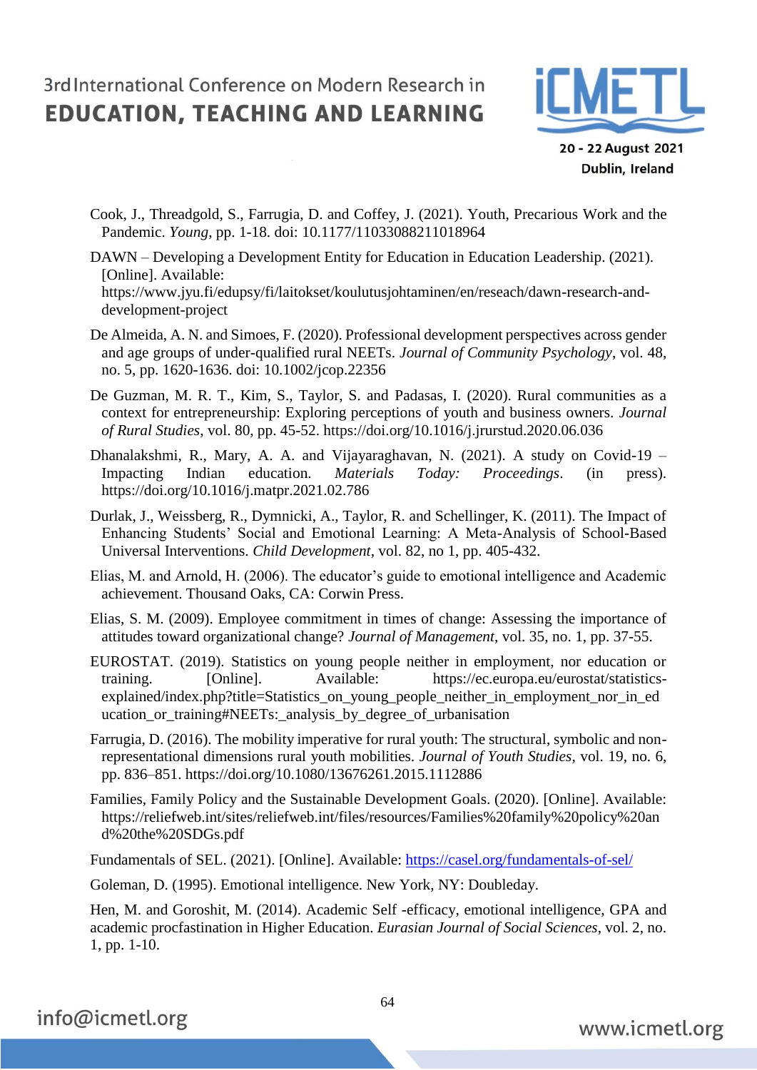Cook, J., Threadgold, S., Farrugia, D. and Coffey, J. (2021). Youth, Precarious Work and the Pandemic. *Young*, pp. 1-18. doi: 10.1177/11033088211018964

DAWN – Developing a Development Entity for Education in Education Leadership. (2021). [Online]. Available: https://www.jyu.fi/edupsy/fi/laitokset/koulutusjohtaminen/en/reseach/dawn-research-and-development-project

De Almeida, A. N. and Simoes, F. (2020). Professional development perspectives across gender and age groups of under-qualified rural NEETs. *Journal of Community Psychology*, vol. 48, no. 5, pp. 1620-1636. doi: 10.1002/jcop.22356

De Guzman, M. R. T., Kim, S., Taylor, S. and Padasas, I. (2020). Rural communities as a context for entrepreneurship: Exploring perceptions of youth and business owners. *Journal of Rural Studies*, vol. 80, pp. 45-52. https://doi.org/10.1016/j.jrurstud.2020.06.036

Dhanalakshmi, R., Mary, A. A. and Vijayaraghavan, N. (2021). A study on Covid-19 – Impacting Indian education. *Materials Today: Proceedings*. (in press). https://doi.org/10.1016/j.matpr.2021.02.786

Durlak, J., Weissberg, R., Dymnicki, A., Taylor, R. and Schellinger, K. (2011). The Impact of Enhancing Students' Social and Emotional Learning: A Meta-Analysis of School-Based Universal Interventions. *Child Development*, vol. 82, no 1, pp. 405-432.

Elias, M. and Arnold, H. (2006). The educator's guide to emotional intelligence and Academic achievement. Thousand Oaks, CA: Corwin Press.

Elias, S. M. (2009). Employee commitment in times of change: Assessing the importance of attitudes toward organizational change? *Journal of Management*, vol. 35, no. 1, pp. 37-55.

EUROSTAT. (2019). Statistics on young people neither in employment, nor education or training. [Online]. Available: https://ec.europa.eu/eurostat/statistics-explained/index.php?title=Statistics_on_young_people_neither_in_employment_nor_in_education_or_training#NEETs:_analysis_by_degree_of_urbanisation

Farrugia, D. (2016). The mobility imperative for rural youth: The structural, symbolic and non-representational dimensions rural youth mobilities. *Journal of Youth Studies*, vol. 19, no. 6, pp. 836–851. https://doi.org/10.1080/13676261.2015.1112886

Families, Family Policy and the Sustainable Development Goals. (2020). [Online]. Available: https://reliefweb.int/sites/reliefweb.int/files/resources/Families%20family%20policy%20and%20the%20SDGs.pdf

Fundamentals of SEL. (2021). [Online]. Available: https://casel.org/fundamentals-of-sel/

Goleman, D. (1995). Emotional intelligence. New York, NY: Doubleday.

Hen, M. and Goroshit, M. (2014). Academic Self -efficacy, emotional intelligence, GPA and academic procfastination in Higher Education. *Eurasian Journal of Social Sciences*, vol. 2, no. 1, pp. 1-10.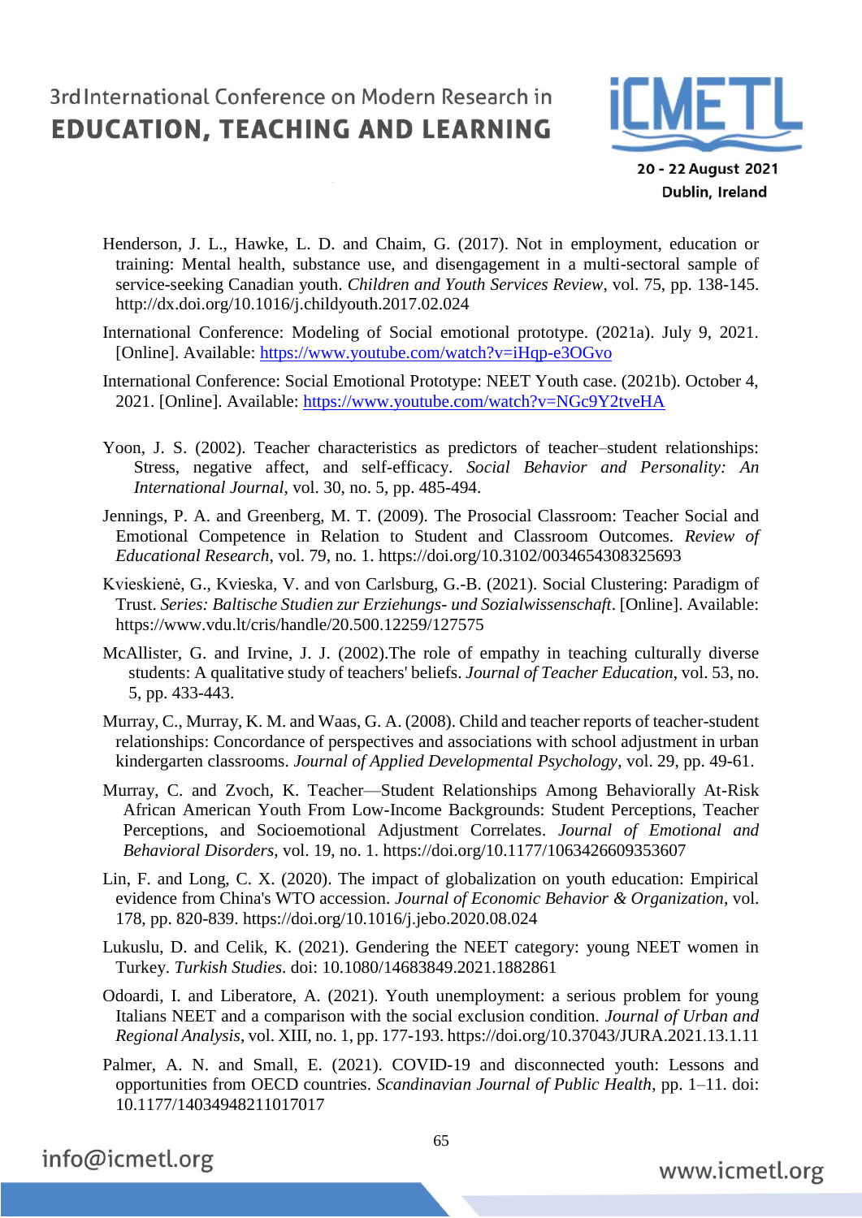Henderson, J. L., Hawke, L. D. and Chaim, G. (2017). Not in employment, education or training: Mental health, substance use, and disengagement in a multi-sectoral sample of service-seeking Canadian youth. *Children and Youth Services Review*, vol. 75, pp. 138-145. http://dx.doi.org/10.1016/j.childyouth.2017.02.024

International Conference: Modeling of Social emotional prototype. (2021a). July 9, 2021. [Online]. Available: https://www.youtube.com/watch?v=iHqp-e3OGvo

International Conference: Social Emotional Prototype: NEET Youth case. (2021b). October 4, 2021. [Online]. Available: https://www.youtube.com/watch?v=NGc9Y2tveHA

Yoon, J. S. (2002). Teacher characteristics as predictors of teacher–student relationships: Stress, negative affect, and self-efficacy. *Social Behavior and Personality: An International Journal*, vol. 30, no. 5, pp. 485-494.

Jennings, P. A. and Greenberg, M. T. (2009). The Prosocial Classroom: Teacher Social and Emotional Competence in Relation to Student and Classroom Outcomes. *Review of Educational Research*, vol. 79, no. 1. https://doi.org/10.3102/0034654308325693

Kvieskienė, G., Kvieska, V. and von Carlsburg, G.-B. (2021). Social Clustering: Paradigm of Trust. *Series: Baltische Studien zur Erziehungs- und Sozialwissenschaft*. [Online]. Available: https://www.vdu.lt/cris/handle/20.500.12259/127575

McAllister, G. and Irvine, J. J. (2002).The role of empathy in teaching culturally diverse students: A qualitative study of teachers' beliefs. *Journal of Teacher Education*, vol. 53, no. 5, pp. 433-443.

Murray, C., Murray, K. M. and Waas, G. A. (2008). Child and teacher reports of teacher-student relationships: Concordance of perspectives and associations with school adjustment in urban kindergarten classrooms. *Journal of Applied Developmental Psychology*, vol. 29, pp. 49-61.

Murray, C. and Zvoch, K. Teacher—Student Relationships Among Behaviorally At-Risk African American Youth From Low-Income Backgrounds: Student Perceptions, Teacher Perceptions, and Socioemotional Adjustment Correlates. *Journal of Emotional and Behavioral Disorders*, vol. 19, no. 1. https://doi.org/10.1177/1063426609353607

Lin, F. and Long, C. X. (2020). The impact of globalization on youth education: Empirical evidence from China's WTO accession. *Journal of Economic Behavior & Organization*, vol. 178, pp. 820-839. https://doi.org/10.1016/j.jebo.2020.08.024

Lukuslu, D. and Celik, K. (2021). Gendering the NEET category: young NEET women in Turkey. *Turkish Studies*. doi: 10.1080/14683849.2021.1882861

Odoardi, I. and Liberatore, A. (2021). Youth unemployment: a serious problem for young Italians NEET and a comparison with the social exclusion condition. *Journal of Urban and Regional Analysis*, vol. XIII, no. 1, pp. 177-193. https://doi.org/10.37043/JURA.2021.13.1.11

Palmer, A. N. and Small, E. (2021). COVID-19 and disconnected youth: Lessons and opportunities from OECD countries. *Scandinavian Journal of Public Health*, pp. 1–11. doi: 10.1177/14034948211017017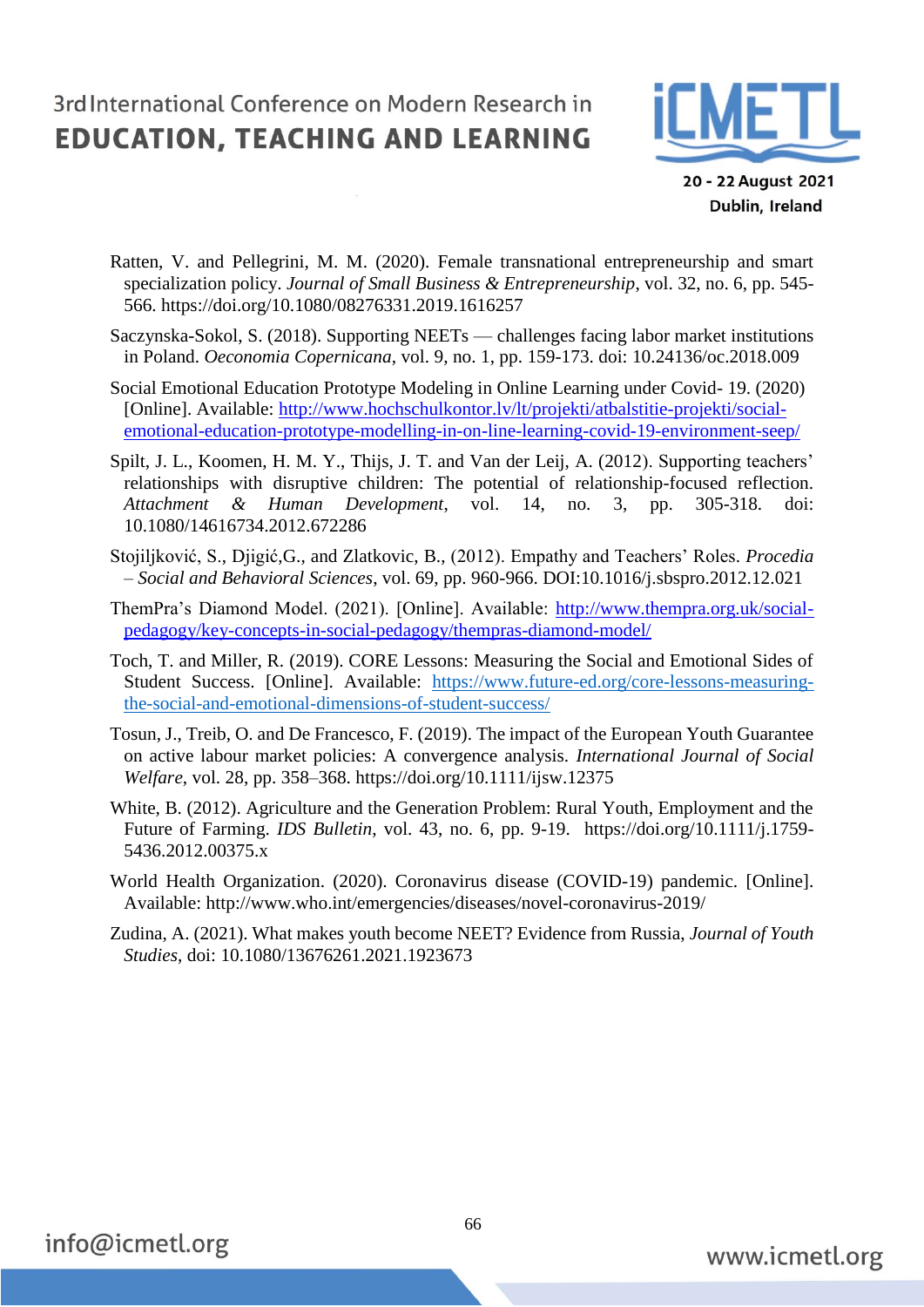Ratten, V. and Pellegrini, M. M. (2020). Female transnational entrepreneurship and smart specialization policy. *Journal of Small Business & Entrepreneurship*, vol. 32, no. 6, pp. 545-566. https://doi.org/10.1080/08276331.2019.1616257

Saczynska-Sokol, S. (2018). Supporting NEETs — challenges facing labor market institutions in Poland. *Oeconomia Copernicana*, vol. 9, no. 1, pp. 159-173. doi: 10.24136/oc.2018.009

Social Emotional Education Prototype Modeling in Online Learning under Covid- 19. (2020) [Online]. Available: http://www.hochschulkontor.lv/lt/projekti/atbalstitie-projekti/social-emotional-education-prototype-modelling-in-on-line-learning-covid-19-environment-seep/

Spilt, J. L., Koomen, H. M. Y., Thijs, J. T. and Van der Leij, A. (2012). Supporting teachers' relationships with disruptive children: The potential of relationship-focused reflection. *Attachment & Human Development*, vol. 14, no. 3, pp. 305-318. doi: 10.1080/14616734.2012.672286

Stojiljković, S., Djigić,G., and Zlatkovic, B., (2012). Empathy and Teachers' Roles. *Procedia – Social and Behavioral Sciences*, vol. 69, pp. 960-966. DOI:10.1016/j.sbspro.2012.12.021

ThemPra's Diamond Model. (2021). [Online]. Available: http://www.thempra.org.uk/social-pedagogy/key-concepts-in-social-pedagogy/thempras-diamond-model/

Toch, T. and Miller, R. (2019). CORE Lessons: Measuring the Social and Emotional Sides of Student Success. [Online]. Available: https://www.future-ed.org/core-lessons-measuring-the-social-and-emotional-dimensions-of-student-success/

Tosun, J., Treib, O. and De Francesco, F. (2019). The impact of the European Youth Guarantee on active labour market policies: A convergence analysis. *International Journal of Social Welfare*, vol. 28, pp. 358–368. https://doi.org/10.1111/ijsw.12375

White, B. (2012). Agriculture and the Generation Problem: Rural Youth, Employment and the Future of Farming. *IDS Bulletin*, vol. 43, no. 6, pp. 9-19. https://doi.org/10.1111/j.1759-5436.2012.00375.x

World Health Organization. (2020). Coronavirus disease (COVID-19) pandemic. [Online]. Available: http://www.who.int/emergencies/diseases/novel-coronavirus-2019/

Zudina, A. (2021). What makes youth become NEET? Evidence from Russia, *Journal of Youth Studies*, doi: 10.1080/13676261.2021.1923673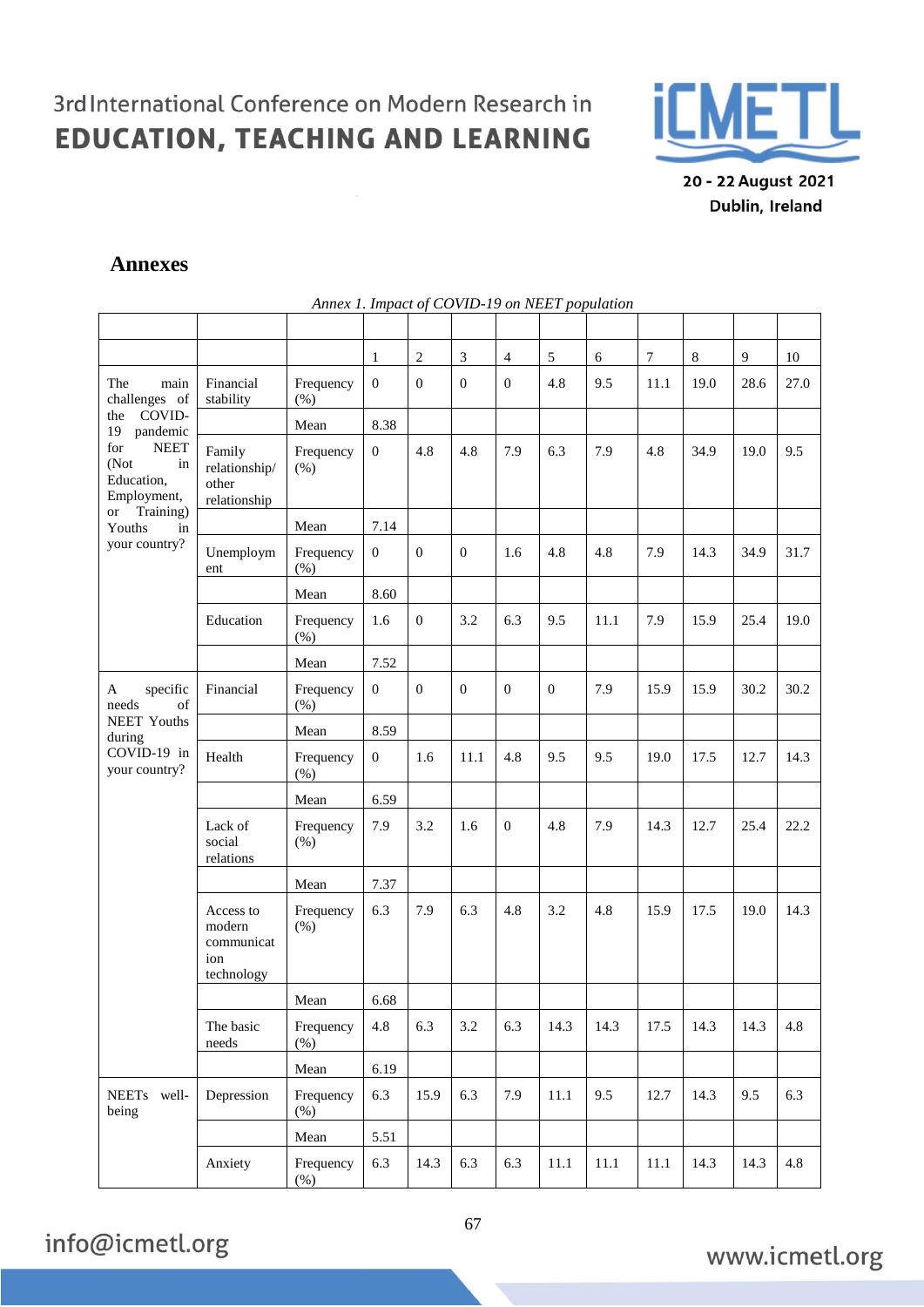## Annexes

*Annex 1. Impact of COVID-19 on NEET population*

| | | | 1 | 2 | 3 | 4 | 5 | 6 | 7 | 8 | 9 | 10 |
|---|---|---|---|---|---|---|---|---|---|---|---|---|
| The main challenges of the COVID-19 pandemic for NEET (Not in Education, Employment, or Training) Youths in your country? | Financial stability | Frequency (%) | 0 | 0 | 0 | 0 | 4.8 | 9.5 | 11.1 | 19.0 | 28.6 | 27.0 |
| | | Mean | 8.38 | | | | | | | | | |
| | Family relationship/ other relationship | Frequency (%) | 0 | 4.8 | 4.8 | 7.9 | 6.3 | 7.9 | 4.8 | 34.9 | 19.0 | 9.5 |
| | | Mean | 7.14 | | | | | | | | | |
| | Unemployment | Frequency (%) | 0 | 0 | 0 | 1.6 | 4.8 | 4.8 | 7.9 | 14.3 | 34.9 | 31.7 |
| | | Mean | 8.60 | | | | | | | | | |
| | Education | Frequency (%) | 1.6 | 0 | 3.2 | 6.3 | 9.5 | 11.1 | 7.9 | 15.9 | 25.4 | 19.0 |
| | | Mean | 7.52 | | | | | | | | | |
| A specific needs of NEET Youths during COVID-19 in your country? | Financial | Frequency (%) | 0 | 0 | 0 | 0 | 0 | 7.9 | 15.9 | 15.9 | 30.2 | 30.2 |
| | | Mean | 8.59 | | | | | | | | | |
| | Health | Frequency (%) | 0 | 1.6 | 11.1 | 4.8 | 9.5 | 9.5 | 19.0 | 17.5 | 12.7 | 14.3 |
| | | Mean | 6.59 | | | | | | | | | |
| | Lack of social relations | Frequency (%) | 7.9 | 3.2 | 1.6 | 0 | 4.8 | 7.9 | 14.3 | 12.7 | 25.4 | 22.2 |
| | | Mean | 7.37 | | | | | | | | | |
| | Access to modern communication technology | Frequency (%) | 6.3 | 7.9 | 6.3 | 4.8 | 3.2 | 4.8 | 15.9 | 17.5 | 19.0 | 14.3 |
| | | Mean | 6.68 | | | | | | | | | |
| | The basic needs | Frequency (%) | 4.8 | 6.3 | 3.2 | 6.3 | 14.3 | 14.3 | 17.5 | 14.3 | 14.3 | 4.8 |
| | | Mean | 6.19 | | | | | | | | | |
| NEETs well-being | Depression | Frequency (%) | 6.3 | 15.9 | 6.3 | 7.9 | 11.1 | 9.5 | 12.7 | 14.3 | 9.5 | 6.3 |
| | | Mean | 5.51 | | | | | | | | | |
| | Anxiety | Frequency (%) | 6.3 | 14.3 | 6.3 | 6.3 | 11.1 | 11.1 | 11.1 | 14.3 | 14.3 | 4.8 |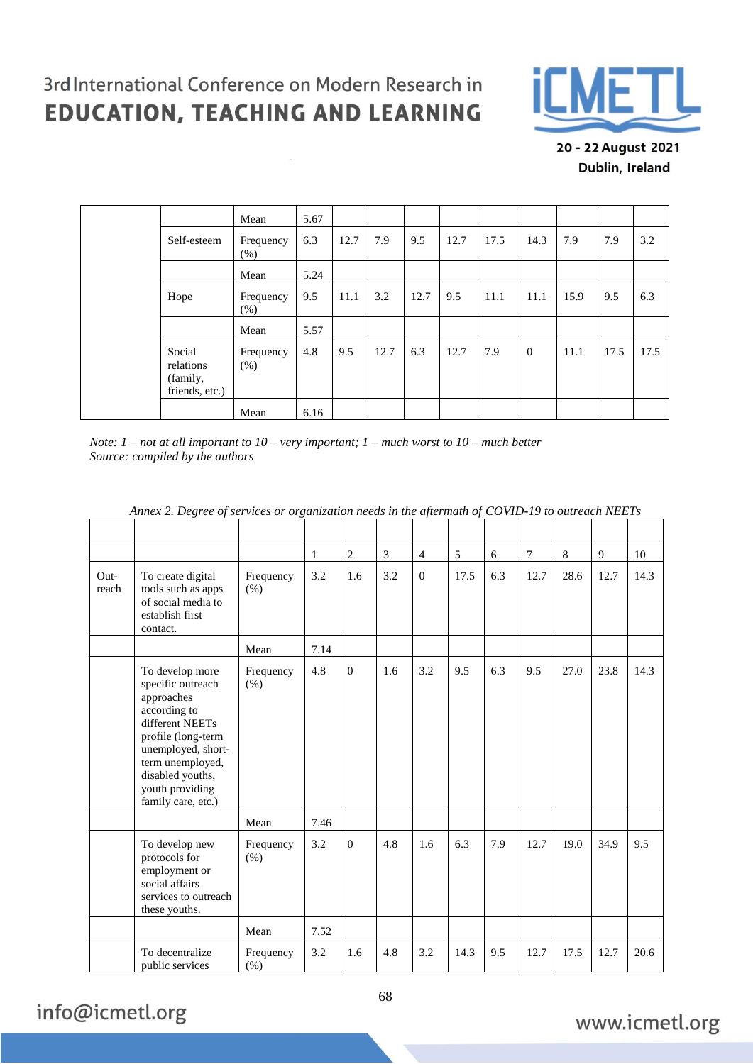| | | Mean | 5.67 | | | | | | | | | |
|---|---|---|---|---|---|---|---|---|---|---|---|---|
| | Self-esteem | Frequency (%) | 6.3 | 12.7 | 7.9 | 9.5 | 12.7 | 17.5 | 14.3 | 7.9 | 7.9 | 3.2 |
| | | Mean | 5.24 | | | | | | | | | |
| | Hope | Frequency (%) | 9.5 | 11.1 | 3.2 | 12.7 | 9.5 | 11.1 | 11.1 | 15.9 | 9.5 | 6.3 |
| | | Mean | 5.57 | | | | | | | | | |
| | Social relations (family, friends, etc.) | Frequency (%) | 4.8 | 9.5 | 12.7 | 6.3 | 12.7 | 7.9 | 0 | 11.1 | 17.5 | 17.5 |
| | | Mean | 6.16 | | | | | | | | | |

*Note: 1 – not at all important to 10 – very important; 1 – much worst to 10 – much better*
*Source: compiled by the authors*

*Annex 2. Degree of services or organization needs in the aftermath of COVID-19 to outreach NEETs*

| | | | | | | | | | | | | |
|---|---|---|---|---|---|---|---|---|---|---|---|---|
| | | | 1 | 2 | 3 | 4 | 5 | 6 | 7 | 8 | 9 | 10 |
| Out-reach | To create digital tools such as apps of social media to establish first contact. | Frequency (%) | 3.2 | 1.6 | 3.2 | 0 | 17.5 | 6.3 | 12.7 | 28.6 | 12.7 | 14.3 |
| | | Mean | 7.14 | | | | | | | | | |
| | To develop more specific outreach approaches according to different NEETs profile (long-term unemployed, short-term unemployed, disabled youths, youth providing family care, etc.) | Frequency (%) | 4.8 | 0 | 1.6 | 3.2 | 9.5 | 6.3 | 9.5 | 27.0 | 23.8 | 14.3 |
| | | Mean | 7.46 | | | | | | | | | |
| | To develop new protocols for employment or social affairs services to outreach these youths. | Frequency (%) | 3.2 | 0 | 4.8 | 1.6 | 6.3 | 7.9 | 12.7 | 19.0 | 34.9 | 9.5 |
| | | Mean | 7.52 | | | | | | | | | |
| | To decentralize public services | Frequency (%) | 3.2 | 1.6 | 4.8 | 3.2 | 14.3 | 9.5 | 12.7 | 17.5 | 12.7 | 20.6 |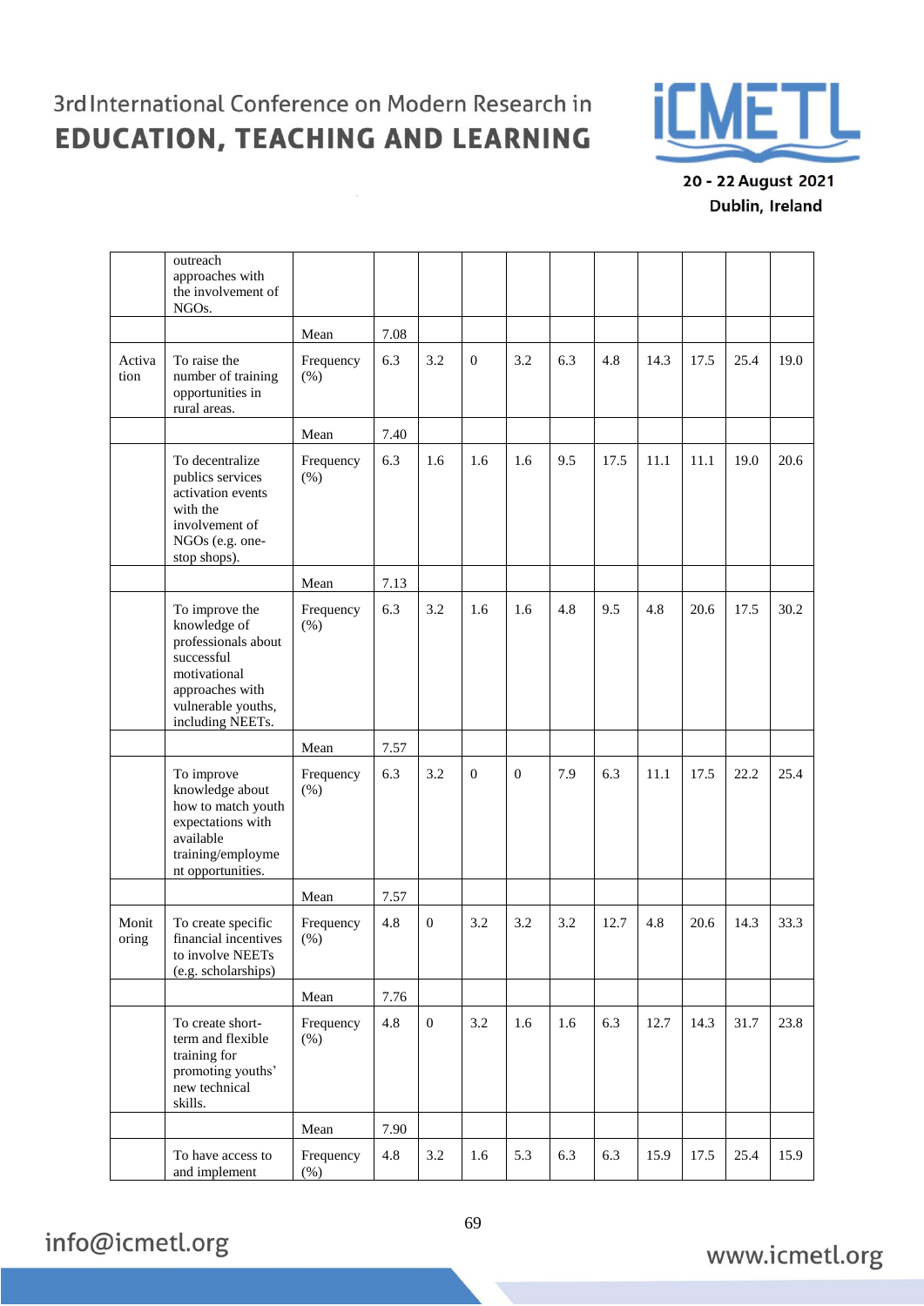|  | outreach approaches with the involvement of NGOs. |  |  |  |  |  |  |  |  |  |  |  |
|---|---|---|---|---|---|---|---|---|---|---|---|---|
|  |  | Mean | 7.08 |  |  |  |  |  |  |  |  |  |
| Activation | To raise the number of training opportunities in rural areas. | Frequency (%) | 6.3 | 3.2 | 0 | 3.2 | 6.3 | 4.8 | 14.3 | 17.5 | 25.4 | 19.0 |
|  |  | Mean | 7.40 |  |  |  |  |  |  |  |  |  |
|  | To decentralize publics services activation events with the involvement of NGOs (e.g. one-stop shops). | Frequency (%) | 6.3 | 1.6 | 1.6 | 1.6 | 9.5 | 17.5 | 11.1 | 11.1 | 19.0 | 20.6 |
|  |  | Mean | 7.13 |  |  |  |  |  |  |  |  |  |
|  | To improve the knowledge of professionals about successful motivational approaches with vulnerable youths, including NEETs. | Frequency (%) | 6.3 | 3.2 | 1.6 | 1.6 | 4.8 | 9.5 | 4.8 | 20.6 | 17.5 | 30.2 |
|  |  | Mean | 7.57 |  |  |  |  |  |  |  |  |  |
|  | To improve knowledge about how to match youth expectations with available training/employment opportunities. | Frequency (%) | 6.3 | 3.2 | 0 | 0 | 7.9 | 6.3 | 11.1 | 17.5 | 22.2 | 25.4 |
|  |  | Mean | 7.57 |  |  |  |  |  |  |  |  |  |
| Monitoring | To create specific financial incentives to involve NEETs (e.g. scholarships) | Frequency (%) | 4.8 | 0 | 3.2 | 3.2 | 3.2 | 12.7 | 4.8 | 20.6 | 14.3 | 33.3 |
|  |  | Mean | 7.76 |  |  |  |  |  |  |  |  |  |
|  | To create short-term and flexible training for promoting youths' new technical skills. | Frequency (%) | 4.8 | 0 | 3.2 | 1.6 | 1.6 | 6.3 | 12.7 | 14.3 | 31.7 | 23.8 |
|  |  | Mean | 7.90 |  |  |  |  |  |  |  |  |  |
|  | To have access to and implement | Frequency (%) | 4.8 | 3.2 | 1.6 | 5.3 | 6.3 | 6.3 | 15.9 | 17.5 | 25.4 | 15.9 |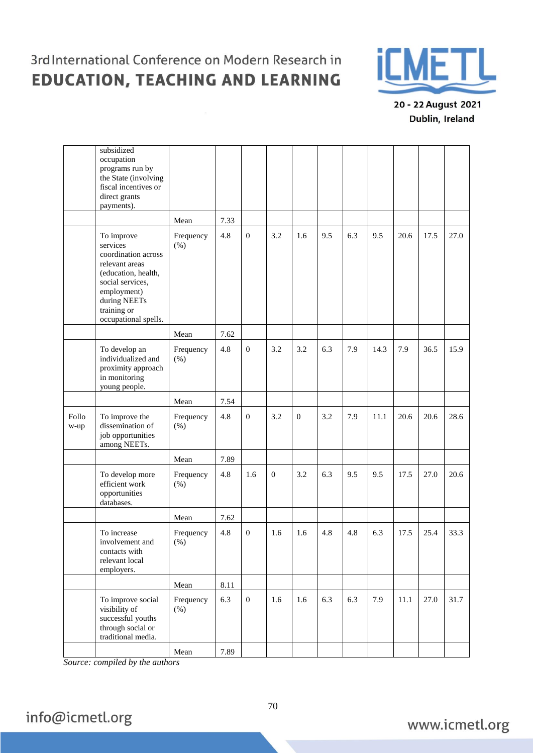| | | | | | | | | | | | | |
|---|---|---|---|---|---|---|---|---|---|---|---|---|
| | subsidized occupation programs run by the State (involving fiscal incentives or direct grants payments). | | | | | | | | | | | |
| | | Mean | 7.33 | | | | | | | | | |
| | To improve services coordination across relevant areas (education, health, social services, employment) during NEETs training or occupational spells. | Frequency (%) | 4.8 | 0 | 3.2 | 1.6 | 9.5 | 6.3 | 9.5 | 20.6 | 17.5 | 27.0 |
| | | Mean | 7.62 | | | | | | | | | |
| | To develop an individualized and proximity approach in monitoring young people. | Frequency (%) | 4.8 | 0 | 3.2 | 3.2 | 6.3 | 7.9 | 14.3 | 7.9 | 36.5 | 15.9 |
| | | Mean | 7.54 | | | | | | | | | |
| Follow-up | To improve the dissemination of job opportunities among NEETs. | Frequency (%) | 4.8 | 0 | 3.2 | 0 | 3.2 | 7.9 | 11.1 | 20.6 | 20.6 | 28.6 |
| | | Mean | 7.89 | | | | | | | | | |
| | To develop more efficient work opportunities databases. | Frequency (%) | 4.8 | 1.6 | 0 | 3.2 | 6.3 | 9.5 | 9.5 | 17.5 | 27.0 | 20.6 |
| | | Mean | 7.62 | | | | | | | | | |
| | To increase involvement and contacts with relevant local employers. | Frequency (%) | 4.8 | 0 | 1.6 | 1.6 | 4.8 | 4.8 | 6.3 | 17.5 | 25.4 | 33.3 |
| | | Mean | 8.11 | | | | | | | | | |
| | To improve social visibility of successful youths through social or traditional media. | Frequency (%) | 6.3 | 0 | 1.6 | 1.6 | 6.3 | 6.3 | 7.9 | 11.1 | 27.0 | 31.7 |
| | | Mean | 7.89 | | | | | | | | | |

*Source: compiled by the authors*